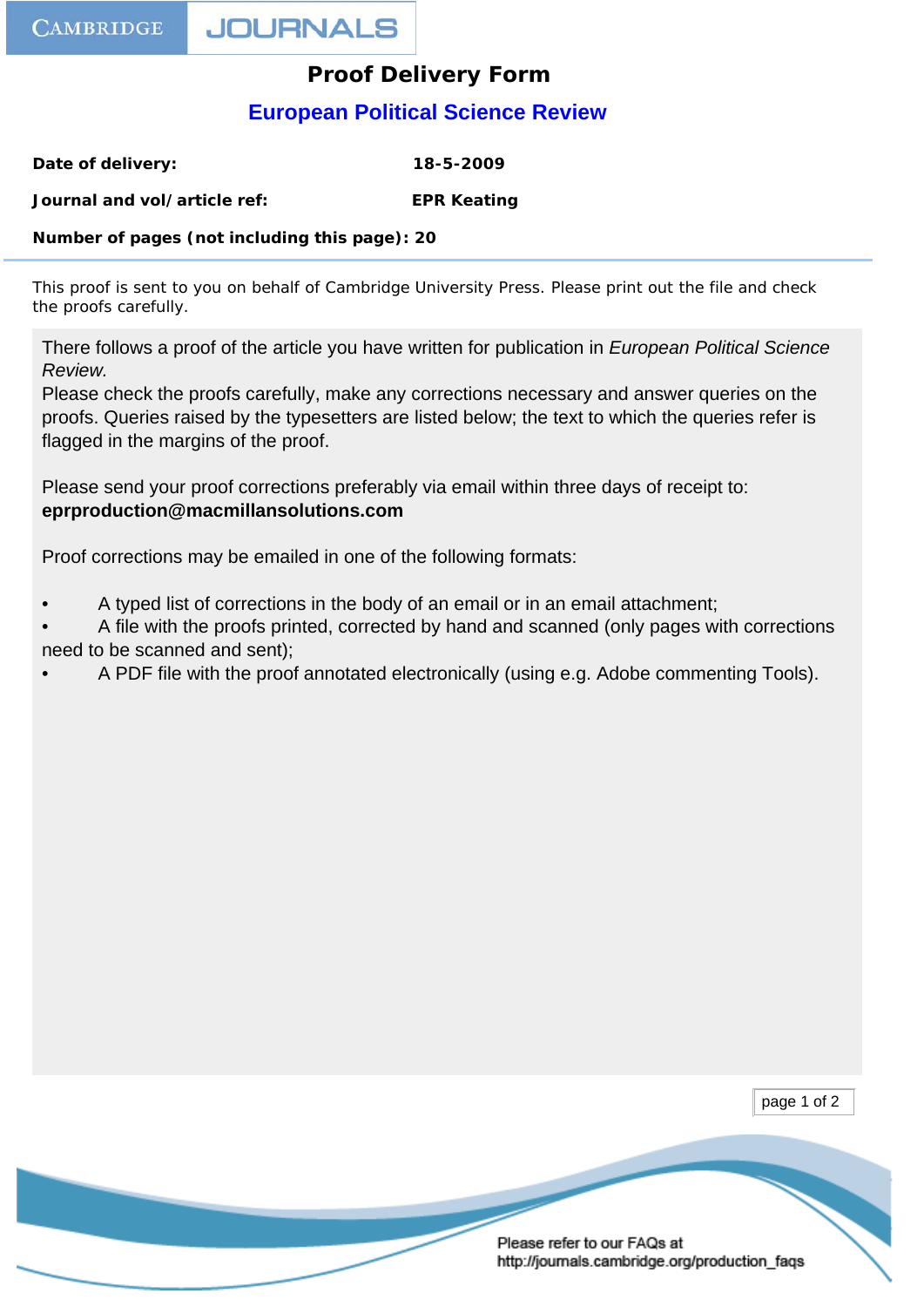CAMBRIDGE JOURNALS

# Proof Delivery Form

## European Political Science Review

**Date of delivery:** **18-5-2009**

**Journal and vol/article ref:** **EPR Keating**

**Number of pages (not including this page): 20**

This proof is sent to you on behalf of Cambridge University Press. Please print out the file and check the proofs carefully.

There follows a proof of the article you have written for publication in *European Political Science Review.*
Please check the proofs carefully, make any corrections necessary and answer queries on the proofs. Queries raised by the typesetters are listed below; the text to which the queries refer is flagged in the margins of the proof.

Please send your proof corrections preferably via email within three days of receipt to:
**eprproduction@macmillansolutions.com**

Proof corrections may be emailed in one of the following formats:

- A typed list of corrections in the body of an email or in an email attachment;
- A file with the proofs printed, corrected by hand and scanned (only pages with corrections need to be scanned and sent);
- A PDF file with the proof annotated electronically (using e.g. Adobe commenting Tools).

Please refer to our FAQs at http://journals.cambridge.org/production_faqs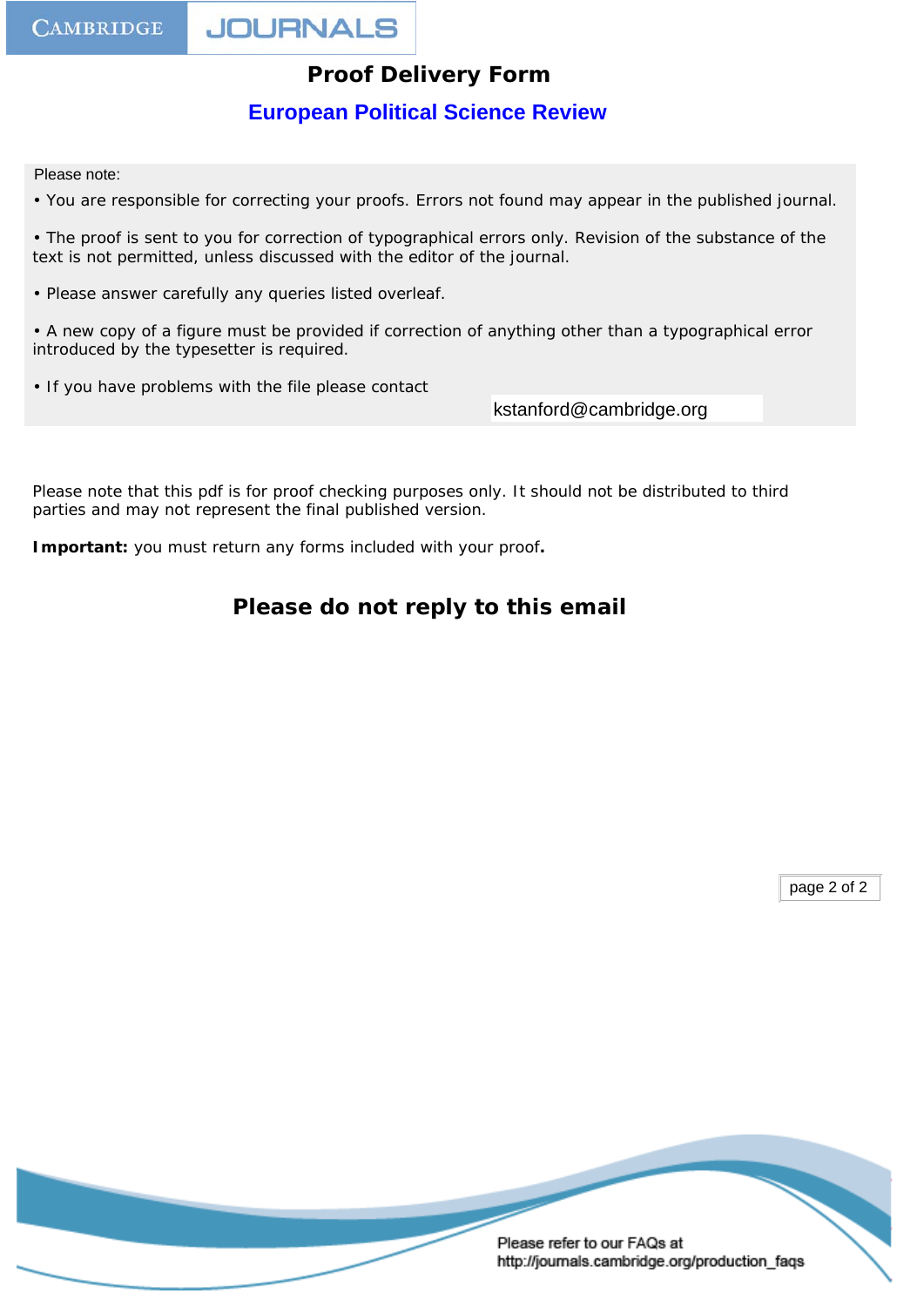# Proof Delivery Form

## European Political Science Review

Please note:

- You are responsible for correcting your proofs. Errors not found may appear in the published journal.
- The proof is sent to you for correction of typographical errors only. Revision of the substance of the text is not permitted, unless discussed with the editor of the journal.
- Please answer carefully any queries listed overleaf.
- A new copy of a figure must be provided if correction of anything other than a typographical error introduced by the typesetter is required.
- If you have problems with the file please contact kstanford@cambridge.org

Please note that this pdf is for proof checking purposes only. It should not be distributed to third parties and may not represent the final published version.

**Important:** you must return any forms included with your proof**.**

## Please do not reply to this email

Please refer to our FAQs at http://journals.cambridge.org/production_faqs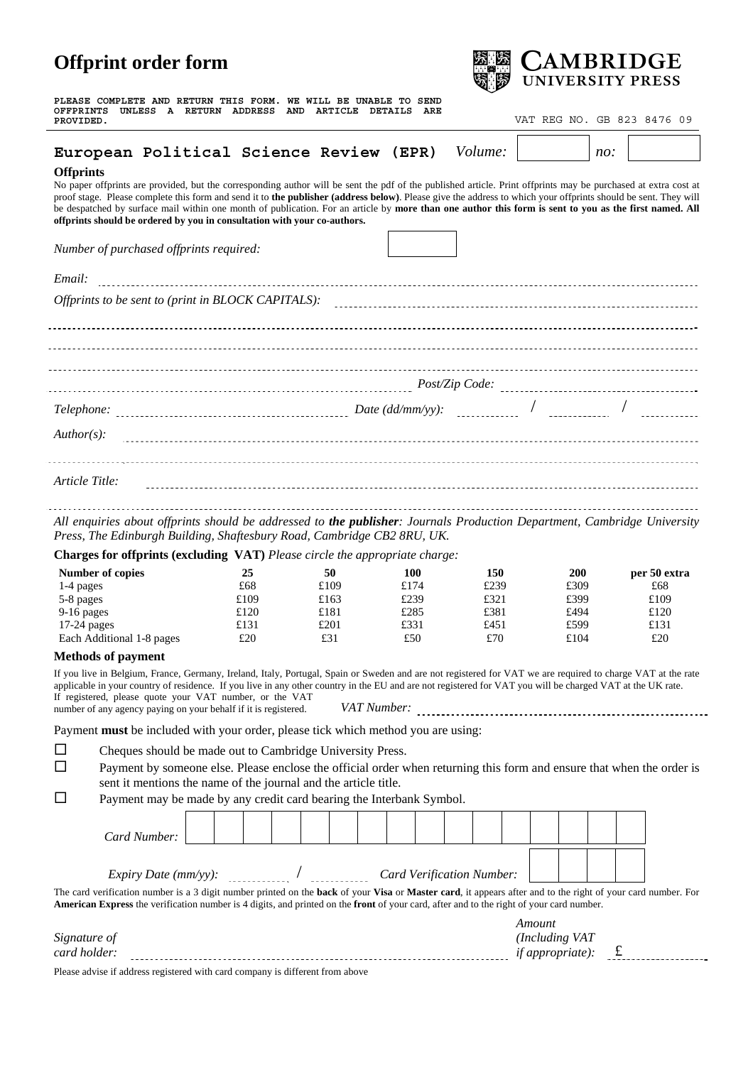# Offprint order form

**CAMBRIDGE UNIVERSITY PRESS**

**PLEASE COMPLETE AND RETURN THIS FORM. WE WILL BE UNABLE TO SEND OFFPRINTS UNLESS A RETURN ADDRESS AND ARTICLE DETAILS ARE PROVIDED.**

VAT REG NO. GB 823 8476 09

**European Political Science Review (EPR)** *Volume:* ______ *no:* ______

### Offprints

No paper offprints are provided, but the corresponding author will be sent the pdf of the published article. Print offprints may be purchased at extra cost at proof stage. Please complete this form and send it to **the publisher (address below)**. Please give the address to which your offprints should be sent. They will be despatched by surface mail within one month of publication. For an article by **more than one author this form is sent to you as the first named. All offprints should be ordered by you in consultation with your co-authors.**

*Number of purchased offprints required:* ______

*Email:* ______

*Offprints to be sent to (print in BLOCK CAPITALS):* ______

______

______

______ *Post/Zip Code:* ______

*Telephone:* ______ *Date (dd/mm/yy):* ____ / ____ / ____

*Author(s):* ______

______

*Article Title:* ______

______

*All enquiries about offprints should be addressed to **the publisher**: Journals Production Department, Cambridge University Press, The Edinburgh Building, Shaftesbury Road, Cambridge CB2 8RU, UK.*

**Charges for offprints (excluding VAT)** *Please circle the appropriate charge:*

| Number of copies | 25 | 50 | 100 | 150 | 200 | per 50 extra |
|---|---|---|---|---|---|---|
| 1-4 pages | £68 | £109 | £174 | £239 | £309 | £68 |
| 5-8 pages | £109 | £163 | £239 | £321 | £399 | £109 |
| 9-16 pages | £120 | £181 | £285 | £381 | £494 | £120 |
| 17-24 pages | £131 | £201 | £331 | £451 | £599 | £131 |
| Each Additional 1-8 pages | £20 | £31 | £50 | £70 | £104 | £20 |

### Methods of payment

If you live in Belgium, France, Germany, Ireland, Italy, Portugal, Spain or Sweden and are not registered for VAT we are required to charge VAT at the rate applicable in your country of residence. If you live in any other country in the EU and are not registered for VAT you will be charged VAT at the UK rate. If registered, please quote your VAT number, or the VAT number of any agency paying on your behalf if it is registered. *VAT Number:* ______

Payment **must** be included with your order, please tick which method you are using:

☐ Cheques should be made out to Cambridge University Press.

☐ Payment by someone else. Please enclose the official order when returning this form and ensure that when the order is sent it mentions the name of the journal and the article title.

☐ Payment may be made by any credit card bearing the Interbank Symbol.

*Card Number:* ______

*Expiry Date (mm/yy):* ____ / ____ *Card Verification Number:* ______

The card verification number is a 3 digit number printed on the **back** of your **Visa** or **Master card**, it appears after and to the right of your card number. For **American Express** the verification number is 4 digits, and printed on the **front** of your card, after and to the right of your card number.

*Signature of card holder:* ______ *Amount (Including VAT if appropriate):* £ ______

Please advise if address registered with card company is different from above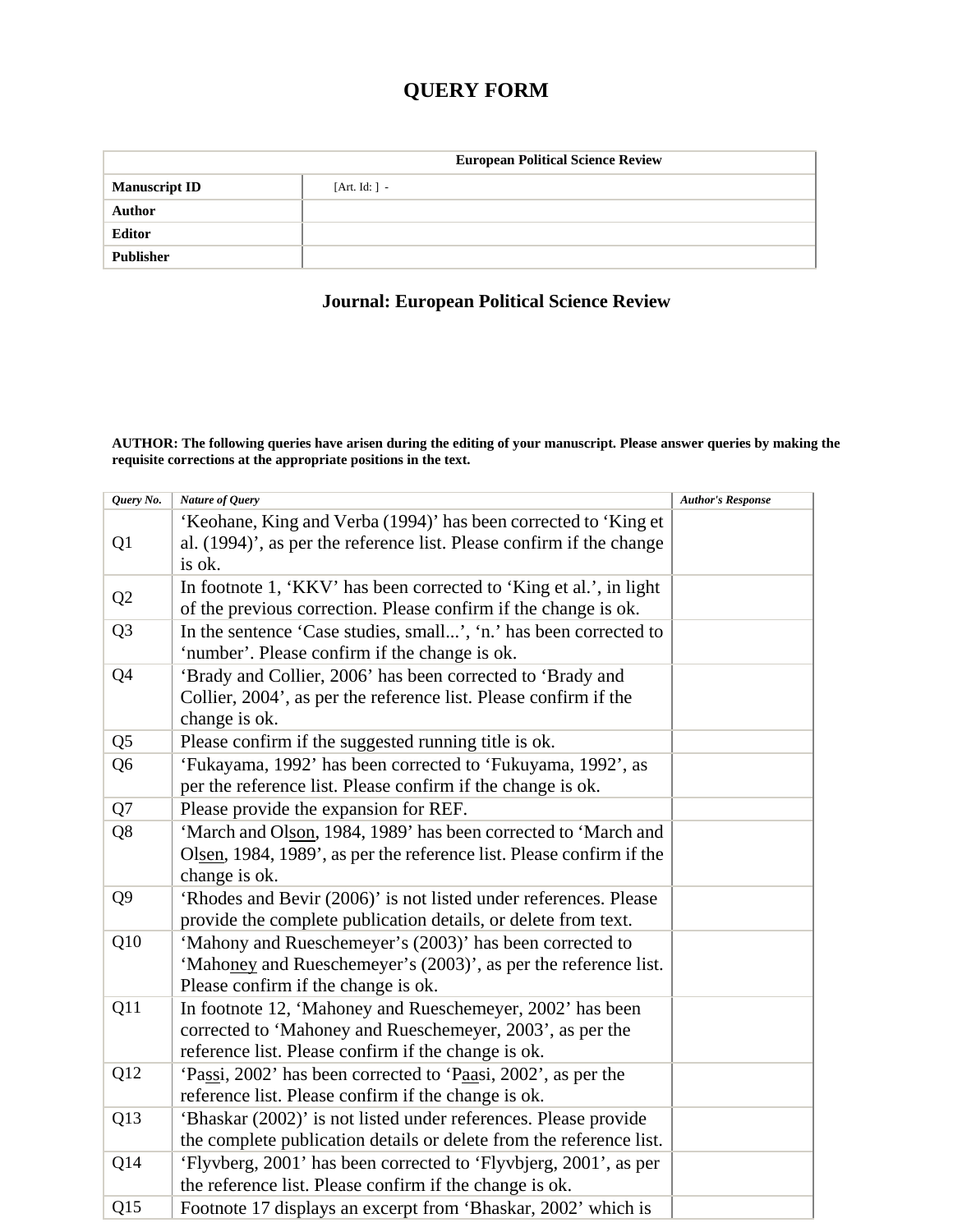# QUERY FORM

| European Political Science Review | |
|---|---|
| **Manuscript ID** | [Art. Id: ] - |
| **Author** | |
| **Editor** | |
| **Publisher** | |

## Journal: European Political Science Review

**AUTHOR: The following queries have arisen during the editing of your manuscript. Please answer queries by making the requisite corrections at the appropriate positions in the text.**

| *Query No.* | *Nature of Query* | *Author's Response* |
|---|---|---|
| Q1 | 'Keohane, King and Verba (1994)' has been corrected to 'King et al. (1994)', as per the reference list. Please confirm if the change is ok. | |
| Q2 | In footnote 1, 'KKV' has been corrected to 'King et al.', in light of the previous correction. Please confirm if the change is ok. | |
| Q3 | In the sentence 'Case studies, small...', 'n.' has been corrected to 'number'. Please confirm if the change is ok. | |
| Q4 | 'Brady and Collier, 2006' has been corrected to 'Brady and Collier, 2004', as per the reference list. Please confirm if the change is ok. | |
| Q5 | Please confirm if the suggested running title is ok. | |
| Q6 | 'Fukayama, 1992' has been corrected to 'Fukuyama, 1992', as per the reference list. Please confirm if the change is ok. | |
| Q7 | Please provide the expansion for REF. | |
| Q8 | 'March and Olson, 1984, 1989' has been corrected to 'March and Olsen, 1984, 1989', as per the reference list. Please confirm if the change is ok. | |
| Q9 | 'Rhodes and Bevir (2006)' is not listed under references. Please provide the complete publication details, or delete from text. | |
| Q10 | 'Mahony and Rueschemeyer's (2003)' has been corrected to 'Mahoney and Rueschemeyer's (2003)', as per the reference list. Please confirm if the change is ok. | |
| Q11 | In footnote 12, 'Mahoney and Rueschemeyer, 2002' has been corrected to 'Mahoney and Rueschemeyer, 2003', as per the reference list. Please confirm if the change is ok. | |
| Q12 | 'Passi, 2002' has been corrected to 'Paasi, 2002', as per the reference list. Please confirm if the change is ok. | |
| Q13 | 'Bhaskar (2002)' is not listed under references. Please provide the complete publication details or delete from the reference list. | |
| Q14 | 'Flyvberg, 2001' has been corrected to 'Flyvbjerg, 2001', as per the reference list. Please confirm if the change is ok. | |
| Q15 | Footnote 17 displays an excerpt from 'Bhaskar, 2002' which is | |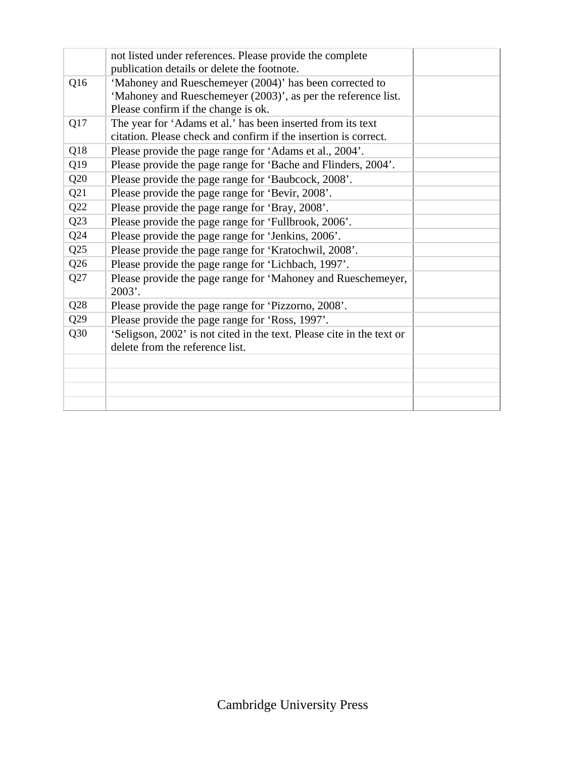| | | |
|---|---|---|
| | not listed under references. Please provide the complete publication details or delete the footnote. | |
| Q16 | 'Mahoney and Rueschemeyer (2004)' has been corrected to 'Mahoney and Rueschemeyer (2003)', as per the reference list. Please confirm if the change is ok. | |
| Q17 | The year for 'Adams et al.' has been inserted from its text citation. Please check and confirm if the insertion is correct. | |
| Q18 | Please provide the page range for 'Adams et al., 2004'. | |
| Q19 | Please provide the page range for 'Bache and Flinders, 2004'. | |
| Q20 | Please provide the page range for 'Baubcock, 2008'. | |
| Q21 | Please provide the page range for 'Bevir, 2008'. | |
| Q22 | Please provide the page range for 'Bray, 2008'. | |
| Q23 | Please provide the page range for 'Fullbrook, 2006'. | |
| Q24 | Please provide the page range for 'Jenkins, 2006'. | |
| Q25 | Please provide the page range for 'Kratochwil, 2008'. | |
| Q26 | Please provide the page range for 'Lichbach, 1997'. | |
| Q27 | Please provide the page range for 'Mahoney and Rueschemeyer, 2003'. | |
| Q28 | Please provide the page range for 'Pizzorno, 2008'. | |
| Q29 | Please provide the page range for 'Ross, 1997'. | |
| Q30 | 'Seligson, 2002' is not cited in the text. Please cite in the text or delete from the reference list. | |
| | | |
| | | |
| | | |
| | | |

Cambridge University Press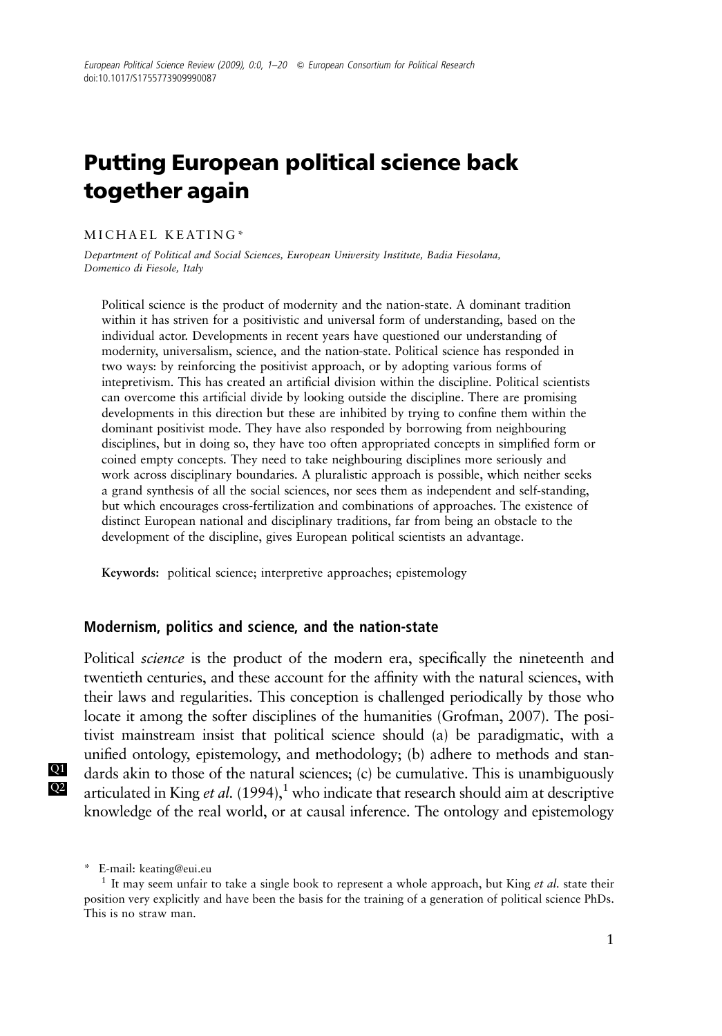# Putting European political science back together again

MICHAEL KEATING*

*Department of Political and Social Sciences, European University Institute, Badia Fiesolana, Domenico di Fiesole, Italy*

Political science is the product of modernity and the nation-state. A dominant tradition within it has striven for a positivistic and universal form of understanding, based on the individual actor. Developments in recent years have questioned our understanding of modernity, universalism, science, and the nation-state. Political science has responded in two ways: by reinforcing the positivist approach, or by adopting various forms of intepretivism. This has created an artificial division within the discipline. Political scientists can overcome this artificial divide by looking outside the discipline. There are promising developments in this direction but these are inhibited by trying to confine them within the dominant positivist mode. They have also responded by borrowing from neighbouring disciplines, but in doing so, they have too often appropriated concepts in simplified form or coined empty concepts. They need to take neighbouring disciplines more seriously and work across disciplinary boundaries. A pluralistic approach is possible, which neither seeks a grand synthesis of all the social sciences, nor sees them as independent and self-standing, but which encourages cross-fertilization and combinations of approaches. The existence of distinct European national and disciplinary traditions, far from being an obstacle to the development of the discipline, gives European political scientists an advantage.

**Keywords:** political science; interpretive approaches; epistemology

## Modernism, politics and science, and the nation-state

Political *science* is the product of the modern era, specifically the nineteenth and twentieth centuries, and these account for the affinity with the natural sciences, with their laws and regularities. This conception is challenged periodically by those who locate it among the softer disciplines of the humanities (Grofman, 2007). The positivist mainstream insist that political science should (a) be paradigmatic, with a unified ontology, epistemology, and methodology; (b) adhere to methods and standards akin to those of the natural sciences; (c) be cumulative. This is unambiguously articulated in King *et al.* (1994),[1] who indicate that research should aim at descriptive knowledge of the real world, or at causal inference. The ontology and epistemology

\* E-mail: keating@eui.eu

[1] It may seem unfair to take a single book to represent a whole approach, but King *et al.* state their position very explicitly and have been the basis for the training of a generation of political science PhDs. This is no straw man.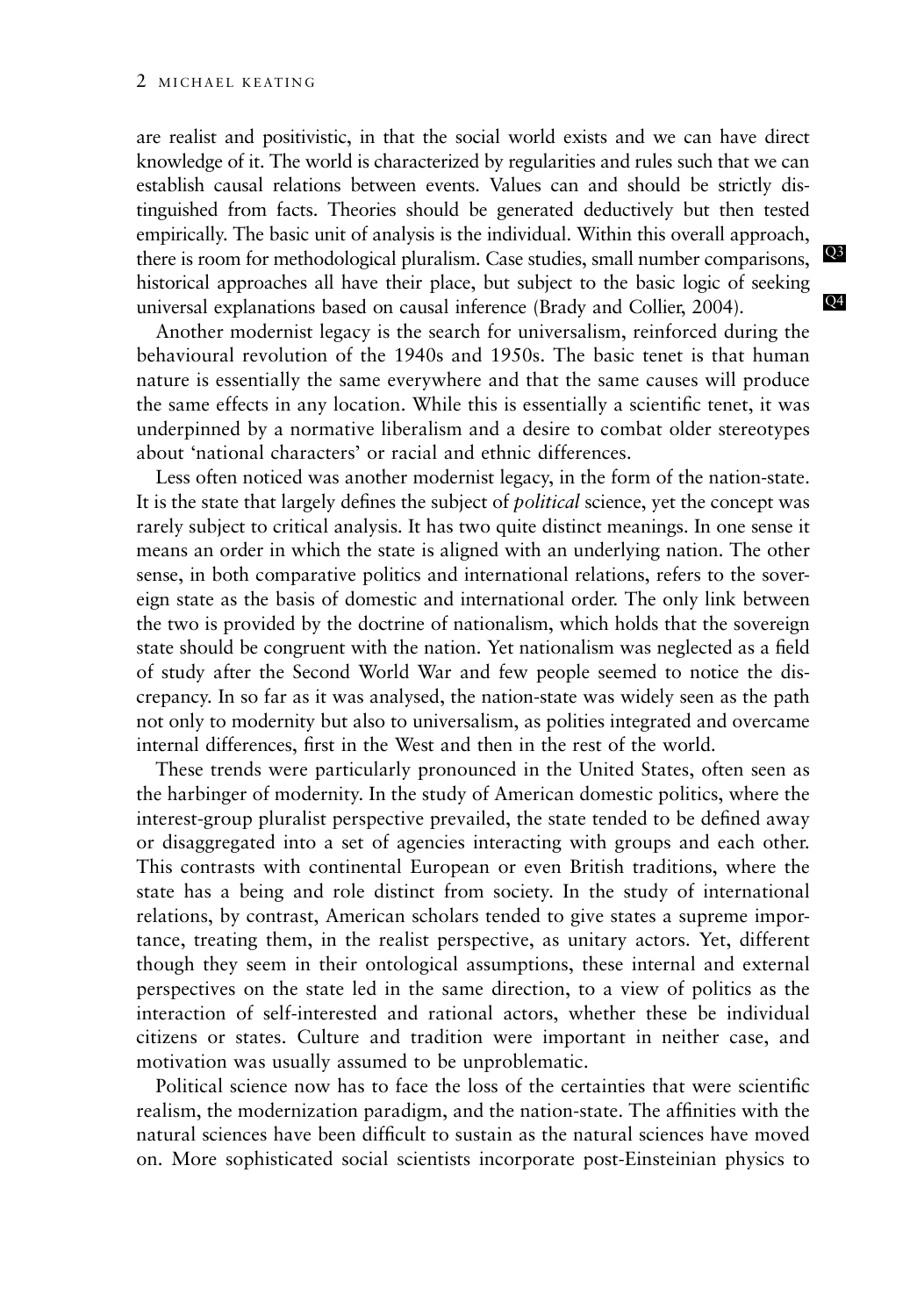are realist and positivistic, in that the social world exists and we can have direct knowledge of it. The world is characterized by regularities and rules such that we can establish causal relations between events. Values can and should be strictly distinguished from facts. Theories should be generated deductively but then tested empirically. The basic unit of analysis is the individual. Within this overall approach, there is room for methodological pluralism. Case studies, small number comparisons, historical approaches all have their place, but subject to the basic logic of seeking universal explanations based on causal inference (Brady and Collier, 2004).

Another modernist legacy is the search for universalism, reinforced during the behavioural revolution of the 1940s and 1950s. The basic tenet is that human nature is essentially the same everywhere and that the same causes will produce the same effects in any location. While this is essentially a scientific tenet, it was underpinned by a normative liberalism and a desire to combat older stereotypes about 'national characters' or racial and ethnic differences.

Less often noticed was another modernist legacy, in the form of the nation-state. It is the state that largely defines the subject of *political* science, yet the concept was rarely subject to critical analysis. It has two quite distinct meanings. In one sense it means an order in which the state is aligned with an underlying nation. The other sense, in both comparative politics and international relations, refers to the sovereign state as the basis of domestic and international order. The only link between the two is provided by the doctrine of nationalism, which holds that the sovereign state should be congruent with the nation. Yet nationalism was neglected as a field of study after the Second World War and few people seemed to notice the discrepancy. In so far as it was analysed, the nation-state was widely seen as the path not only to modernity but also to universalism, as polities integrated and overcame internal differences, first in the West and then in the rest of the world.

These trends were particularly pronounced in the United States, often seen as the harbinger of modernity. In the study of American domestic politics, where the interest-group pluralist perspective prevailed, the state tended to be defined away or disaggregated into a set of agencies interacting with groups and each other. This contrasts with continental European or even British traditions, where the state has a being and role distinct from society. In the study of international relations, by contrast, American scholars tended to give states a supreme importance, treating them, in the realist perspective, as unitary actors. Yet, different though they seem in their ontological assumptions, these internal and external perspectives on the state led in the same direction, to a view of politics as the interaction of self-interested and rational actors, whether these be individual citizens or states. Culture and tradition were important in neither case, and motivation was usually assumed to be unproblematic.

Political science now has to face the loss of the certainties that were scientific realism, the modernization paradigm, and the nation-state. The affinities with the natural sciences have been difficult to sustain as the natural sciences have moved on. More sophisticated social scientists incorporate post-Einsteinian physics to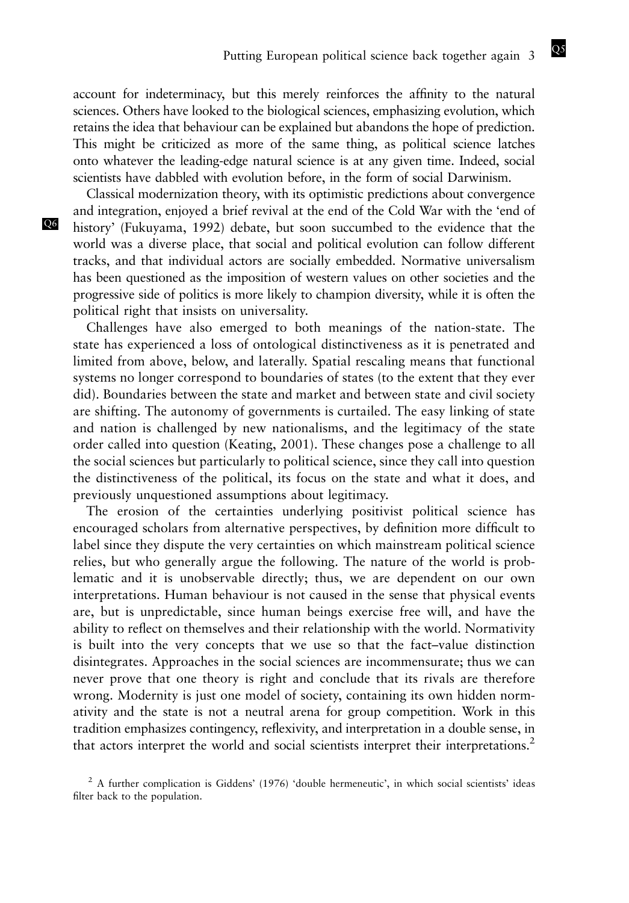account for indeterminacy, but this merely reinforces the affinity to the natural sciences. Others have looked to the biological sciences, emphasizing evolution, which retains the idea that behaviour can be explained but abandons the hope of prediction. This might be criticized as more of the same thing, as political science latches onto whatever the leading-edge natural science is at any given time. Indeed, social scientists have dabbled with evolution before, in the form of social Darwinism.

Classical modernization theory, with its optimistic predictions about convergence and integration, enjoyed a brief revival at the end of the Cold War with the 'end of history' (Fukuyama, 1992) debate, but soon succumbed to the evidence that the world was a diverse place, that social and political evolution can follow different tracks, and that individual actors are socially embedded. Normative universalism has been questioned as the imposition of western values on other societies and the progressive side of politics is more likely to champion diversity, while it is often the political right that insists on universality.

Challenges have also emerged to both meanings of the nation-state. The state has experienced a loss of ontological distinctiveness as it is penetrated and limited from above, below, and laterally. Spatial rescaling means that functional systems no longer correspond to boundaries of states (to the extent that they ever did). Boundaries between the state and market and between state and civil society are shifting. The autonomy of governments is curtailed. The easy linking of state and nation is challenged by new nationalisms, and the legitimacy of the state order called into question (Keating, 2001). These changes pose a challenge to all the social sciences but particularly to political science, since they call into question the distinctiveness of the political, its focus on the state and what it does, and previously unquestioned assumptions about legitimacy.

The erosion of the certainties underlying positivist political science has encouraged scholars from alternative perspectives, by definition more difficult to label since they dispute the very certainties on which mainstream political science relies, but who generally argue the following. The nature of the world is problematic and it is unobservable directly; thus, we are dependent on our own interpretations. Human behaviour is not caused in the sense that physical events are, but is unpredictable, since human beings exercise free will, and have the ability to reflect on themselves and their relationship with the world. Normativity is built into the very concepts that we use so that the fact–value distinction disintegrates. Approaches in the social sciences are incommensurate; thus we can never prove that one theory is right and conclude that its rivals are therefore wrong. Modernity is just one model of society, containing its own hidden normativity and the state is not a neutral arena for group competition. Work in this tradition emphasizes contingency, reflexivity, and interpretation in a double sense, in that actors interpret the world and social scientists interpret their interpretations.[2]

[2] A further complication is Giddens' (1976) 'double hermeneutic', in which social scientists' ideas filter back to the population.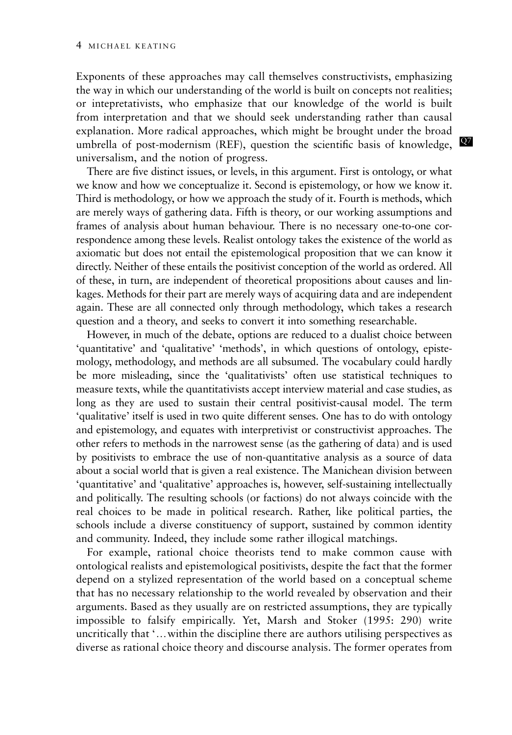Exponents of these approaches may call themselves constructivists, emphasizing the way in which our understanding of the world is built on concepts not realities; or intepretativists, who emphasize that our knowledge of the world is built from interpretation and that we should seek understanding rather than causal explanation. More radical approaches, which might be brought under the broad umbrella of post-modernism (REF), question the scientific basis of knowledge, universalism, and the notion of progress.

There are five distinct issues, or levels, in this argument. First is ontology, or what we know and how we conceptualize it. Second is epistemology, or how we know it. Third is methodology, or how we approach the study of it. Fourth is methods, which are merely ways of gathering data. Fifth is theory, or our working assumptions and frames of analysis about human behaviour. There is no necessary one-to-one correspondence among these levels. Realist ontology takes the existence of the world as axiomatic but does not entail the epistemological proposition that we can know it directly. Neither of these entails the positivist conception of the world as ordered. All of these, in turn, are independent of theoretical propositions about causes and linkages. Methods for their part are merely ways of acquiring data and are independent again. These are all connected only through methodology, which takes a research question and a theory, and seeks to convert it into something researchable.

However, in much of the debate, options are reduced to a dualist choice between 'quantitative' and 'qualitative' 'methods', in which questions of ontology, epistemology, methodology, and methods are all subsumed. The vocabulary could hardly be more misleading, since the 'qualitativists' often use statistical techniques to measure texts, while the quantitativists accept interview material and case studies, as long as they are used to sustain their central positivist-causal model. The term 'qualitative' itself is used in two quite different senses. One has to do with ontology and epistemology, and equates with interpretivist or constructivist approaches. The other refers to methods in the narrowest sense (as the gathering of data) and is used by positivists to embrace the use of non-quantitative analysis as a source of data about a social world that is given a real existence. The Manichean division between 'quantitative' and 'qualitative' approaches is, however, self-sustaining intellectually and politically. The resulting schools (or factions) do not always coincide with the real choices to be made in political research. Rather, like political parties, the schools include a diverse constituency of support, sustained by common identity and community. Indeed, they include some rather illogical matchings.

For example, rational choice theorists tend to make common cause with ontological realists and epistemological positivists, despite the fact that the former depend on a stylized representation of the world based on a conceptual scheme that has no necessary relationship to the world revealed by observation and their arguments. Based as they usually are on restricted assumptions, they are typically impossible to falsify empirically. Yet, Marsh and Stoker (1995: 290) write uncritically that '…within the discipline there are authors utilising perspectives as diverse as rational choice theory and discourse analysis. The former operates from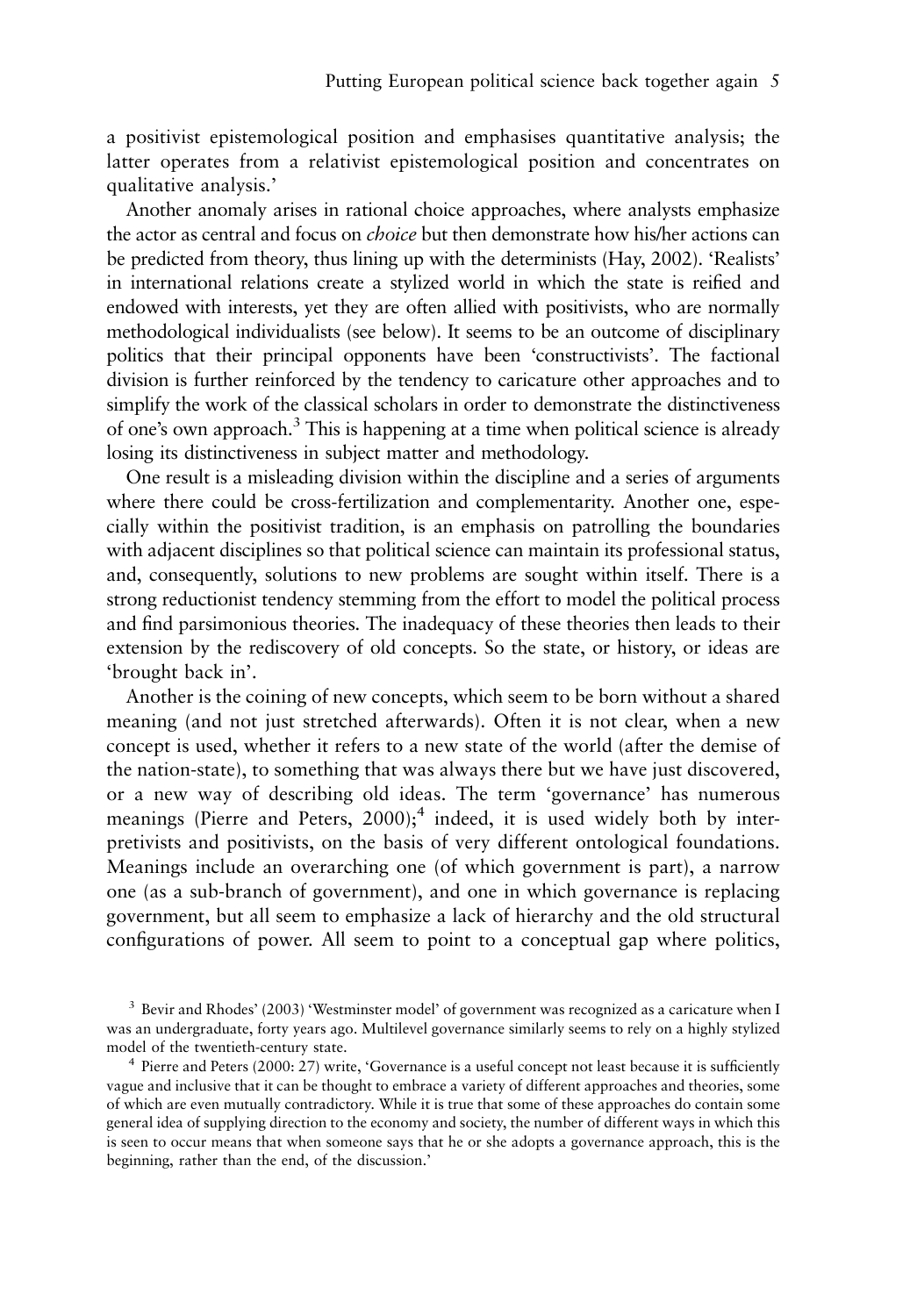a positivist epistemological position and emphasises quantitative analysis; the latter operates from a relativist epistemological position and concentrates on qualitative analysis.'

Another anomaly arises in rational choice approaches, where analysts emphasize the actor as central and focus on *choice* but then demonstrate how his/her actions can be predicted from theory, thus lining up with the determinists (Hay, 2002). 'Realists' in international relations create a stylized world in which the state is reified and endowed with interests, yet they are often allied with positivists, who are normally methodological individualists (see below). It seems to be an outcome of disciplinary politics that their principal opponents have been 'constructivists'. The factional division is further reinforced by the tendency to caricature other approaches and to simplify the work of the classical scholars in order to demonstrate the distinctiveness of one's own approach.[3] This is happening at a time when political science is already losing its distinctiveness in subject matter and methodology.

One result is a misleading division within the discipline and a series of arguments where there could be cross-fertilization and complementarity. Another one, especially within the positivist tradition, is an emphasis on patrolling the boundaries with adjacent disciplines so that political science can maintain its professional status, and, consequently, solutions to new problems are sought within itself. There is a strong reductionist tendency stemming from the effort to model the political process and find parsimonious theories. The inadequacy of these theories then leads to their extension by the rediscovery of old concepts. So the state, or history, or ideas are 'brought back in'.

Another is the coining of new concepts, which seem to be born without a shared meaning (and not just stretched afterwards). Often it is not clear, when a new concept is used, whether it refers to a new state of the world (after the demise of the nation-state), to something that was always there but we have just discovered, or a new way of describing old ideas. The term 'governance' has numerous meanings (Pierre and Peters, 2000);[4] indeed, it is used widely both by interpretivists and positivists, on the basis of very different ontological foundations. Meanings include an overarching one (of which government is part), a narrow one (as a sub-branch of government), and one in which governance is replacing government, but all seem to emphasize a lack of hierarchy and the old structural configurations of power. All seem to point to a conceptual gap where politics,

[3] Bevir and Rhodes' (2003) 'Westminster model' of government was recognized as a caricature when I was an undergraduate, forty years ago. Multilevel governance similarly seems to rely on a highly stylized model of the twentieth-century state.

[4] Pierre and Peters (2000: 27) write, 'Governance is a useful concept not least because it is sufficiently vague and inclusive that it can be thought to embrace a variety of different approaches and theories, some of which are even mutually contradictory. While it is true that some of these approaches do contain some general idea of supplying direction to the economy and society, the number of different ways in which this is seen to occur means that when someone says that he or she adopts a governance approach, this is the beginning, rather than the end, of the discussion.'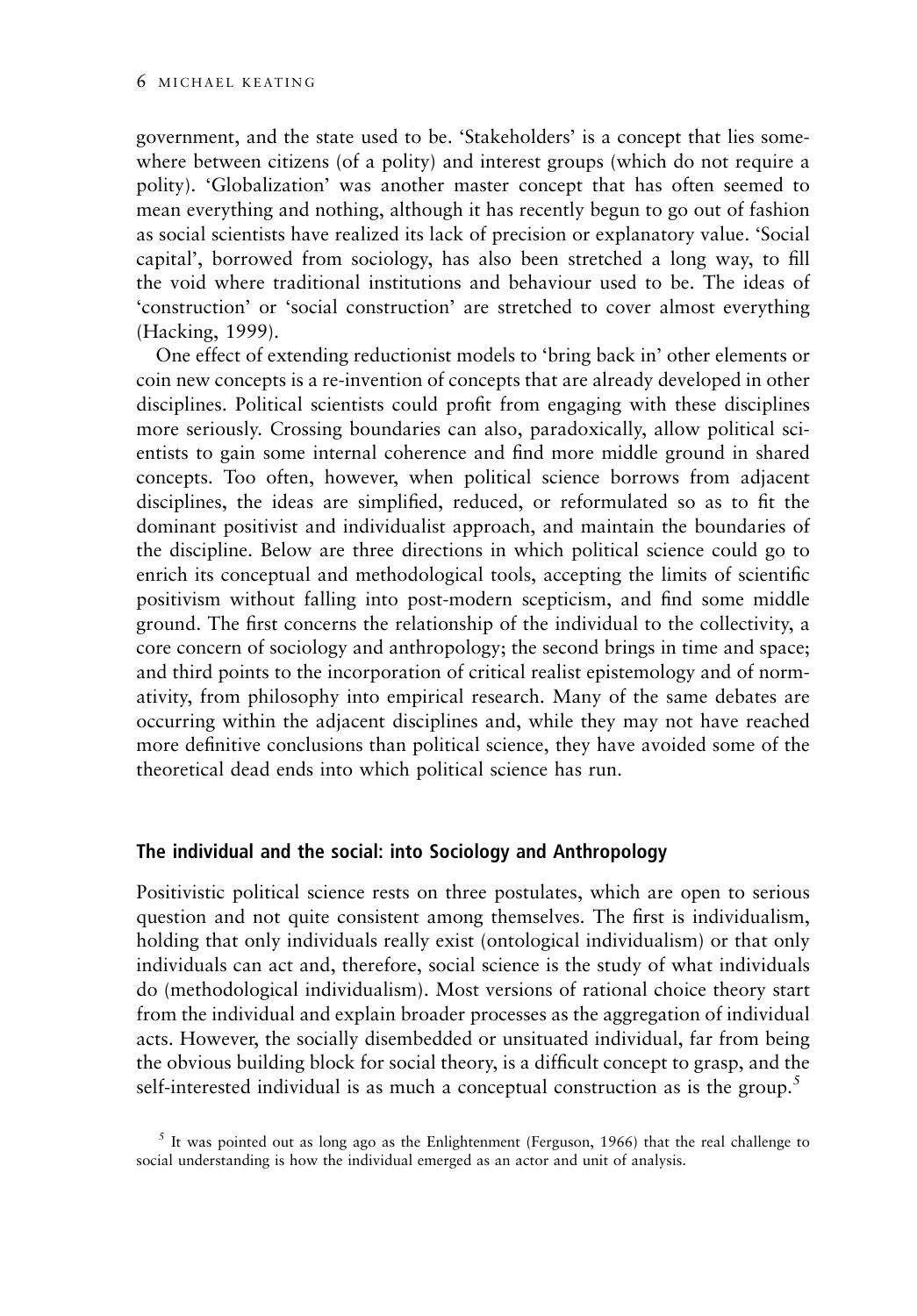government, and the state used to be. 'Stakeholders' is a concept that lies somewhere between citizens (of a polity) and interest groups (which do not require a polity). 'Globalization' was another master concept that has often seemed to mean everything and nothing, although it has recently begun to go out of fashion as social scientists have realized its lack of precision or explanatory value. 'Social capital', borrowed from sociology, has also been stretched a long way, to fill the void where traditional institutions and behaviour used to be. The ideas of 'construction' or 'social construction' are stretched to cover almost everything (Hacking, 1999).

One effect of extending reductionist models to 'bring back in' other elements or coin new concepts is a re-invention of concepts that are already developed in other disciplines. Political scientists could profit from engaging with these disciplines more seriously. Crossing boundaries can also, paradoxically, allow political scientists to gain some internal coherence and find more middle ground in shared concepts. Too often, however, when political science borrows from adjacent disciplines, the ideas are simplified, reduced, or reformulated so as to fit the dominant positivist and individualist approach, and maintain the boundaries of the discipline. Below are three directions in which political science could go to enrich its conceptual and methodological tools, accepting the limits of scientific positivism without falling into post-modern scepticism, and find some middle ground. The first concerns the relationship of the individual to the collectivity, a core concern of sociology and anthropology; the second brings in time and space; and third points to the incorporation of critical realist epistemology and of normativity, from philosophy into empirical research. Many of the same debates are occurring within the adjacent disciplines and, while they may not have reached more definitive conclusions than political science, they have avoided some of the theoretical dead ends into which political science has run.

## The individual and the social: into Sociology and Anthropology

Positivistic political science rests on three postulates, which are open to serious question and not quite consistent among themselves. The first is individualism, holding that only individuals really exist (ontological individualism) or that only individuals can act and, therefore, social science is the study of what individuals do (methodological individualism). Most versions of rational choice theory start from the individual and explain broader processes as the aggregation of individual acts. However, the socially disembedded or unsituated individual, far from being the obvious building block for social theory, is a difficult concept to grasp, and the self-interested individual is as much a conceptual construction as is the group.[5]

[5] It was pointed out as long ago as the Enlightenment (Ferguson, 1966) that the real challenge to social understanding is how the individual emerged as an actor and unit of analysis.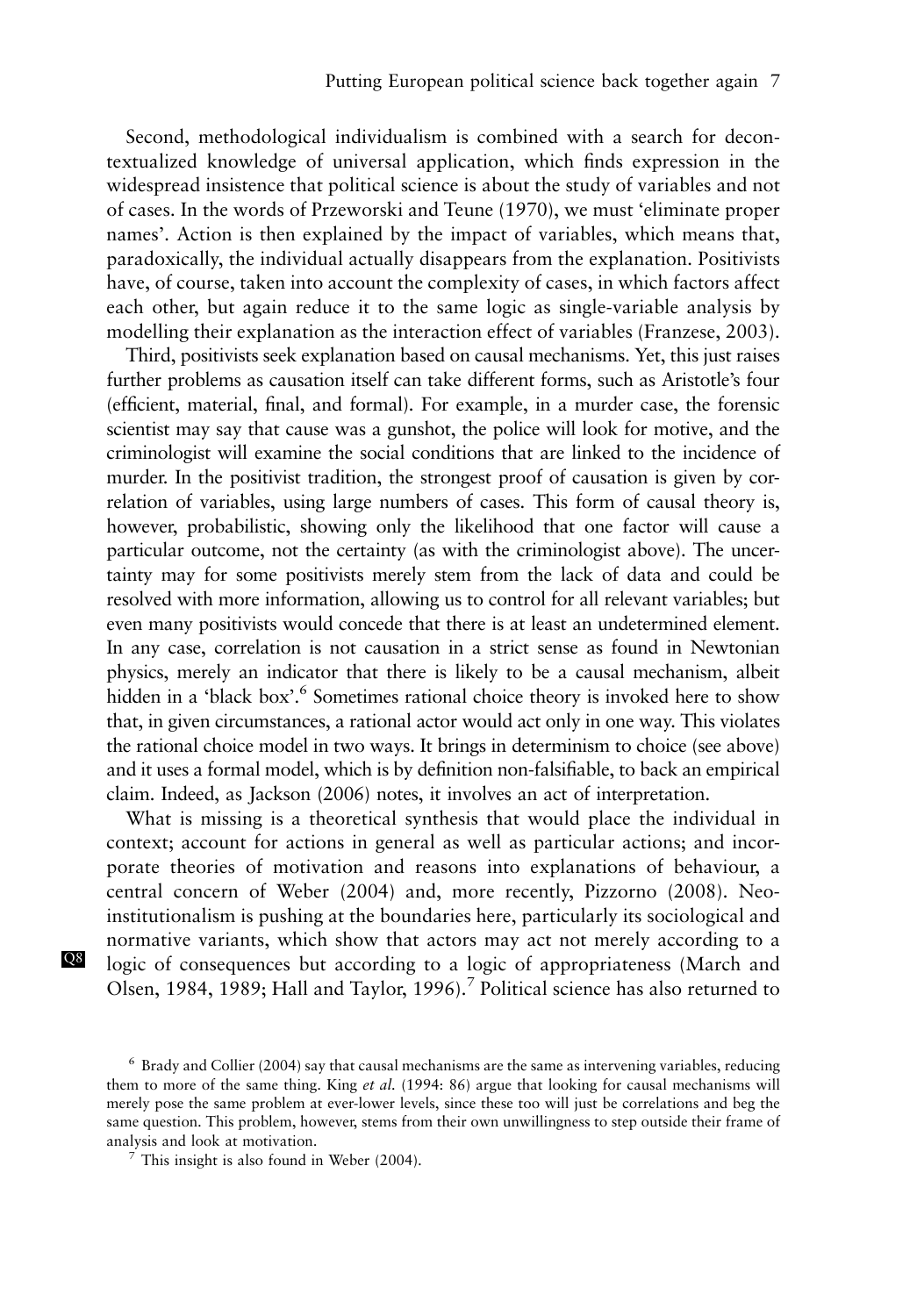Second, methodological individualism is combined with a search for decontextualized knowledge of universal application, which finds expression in the widespread insistence that political science is about the study of variables and not of cases. In the words of Przeworski and Teune (1970), we must 'eliminate proper names'. Action is then explained by the impact of variables, which means that, paradoxically, the individual actually disappears from the explanation. Positivists have, of course, taken into account the complexity of cases, in which factors affect each other, but again reduce it to the same logic as single-variable analysis by modelling their explanation as the interaction effect of variables (Franzese, 2003).

Third, positivists seek explanation based on causal mechanisms. Yet, this just raises further problems as causation itself can take different forms, such as Aristotle's four (efficient, material, final, and formal). For example, in a murder case, the forensic scientist may say that cause was a gunshot, the police will look for motive, and the criminologist will examine the social conditions that are linked to the incidence of murder. In the positivist tradition, the strongest proof of causation is given by correlation of variables, using large numbers of cases. This form of causal theory is, however, probabilistic, showing only the likelihood that one factor will cause a particular outcome, not the certainty (as with the criminologist above). The uncertainty may for some positivists merely stem from the lack of data and could be resolved with more information, allowing us to control for all relevant variables; but even many positivists would concede that there is at least an undetermined element. In any case, correlation is not causation in a strict sense as found in Newtonian physics, merely an indicator that there is likely to be a causal mechanism, albeit hidden in a 'black box'.[6] Sometimes rational choice theory is invoked here to show that, in given circumstances, a rational actor would act only in one way. This violates the rational choice model in two ways. It brings in determinism to choice (see above) and it uses a formal model, which is by definition non-falsifiable, to back an empirical claim. Indeed, as Jackson (2006) notes, it involves an act of interpretation.

What is missing is a theoretical synthesis that would place the individual in context; account for actions in general as well as particular actions; and incorporate theories of motivation and reasons into explanations of behaviour, a central concern of Weber (2004) and, more recently, Pizzorno (2008). Neo-institutionalism is pushing at the boundaries here, particularly its sociological and normative variants, which show that actors may act not merely according to a logic of consequences but according to a logic of appropriateness (March and Olsen, 1984, 1989; Hall and Taylor, 1996).[7] Political science has also returned to

[6] Brady and Collier (2004) say that causal mechanisms are the same as intervening variables, reducing them to more of the same thing. King *et al.* (1994: 86) argue that looking for causal mechanisms will merely pose the same problem at ever-lower levels, since these too will just be correlations and beg the same question. This problem, however, stems from their own unwillingness to step outside their frame of analysis and look at motivation.

[7] This insight is also found in Weber (2004).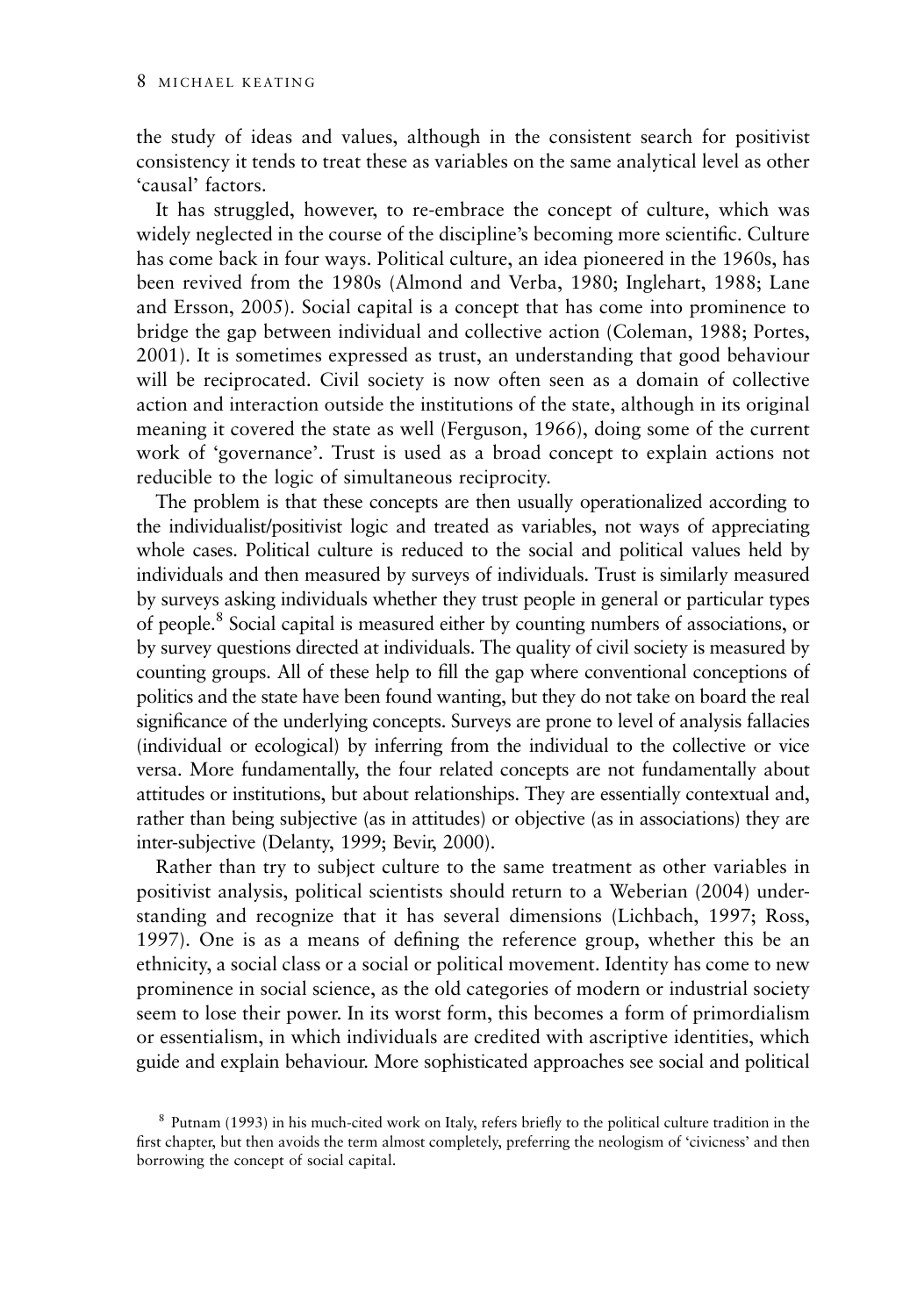the study of ideas and values, although in the consistent search for positivist consistency it tends to treat these as variables on the same analytical level as other 'causal' factors.

It has struggled, however, to re-embrace the concept of culture, which was widely neglected in the course of the discipline's becoming more scientific. Culture has come back in four ways. Political culture, an idea pioneered in the 1960s, has been revived from the 1980s (Almond and Verba, 1980; Inglehart, 1988; Lane and Ersson, 2005). Social capital is a concept that has come into prominence to bridge the gap between individual and collective action (Coleman, 1988; Portes, 2001). It is sometimes expressed as trust, an understanding that good behaviour will be reciprocated. Civil society is now often seen as a domain of collective action and interaction outside the institutions of the state, although in its original meaning it covered the state as well (Ferguson, 1966), doing some of the current work of 'governance'. Trust is used as a broad concept to explain actions not reducible to the logic of simultaneous reciprocity.

The problem is that these concepts are then usually operationalized according to the individualist/positivist logic and treated as variables, not ways of appreciating whole cases. Political culture is reduced to the social and political values held by individuals and then measured by surveys of individuals. Trust is similarly measured by surveys asking individuals whether they trust people in general or particular types of people.[8] Social capital is measured either by counting numbers of associations, or by survey questions directed at individuals. The quality of civil society is measured by counting groups. All of these help to fill the gap where conventional conceptions of politics and the state have been found wanting, but they do not take on board the real significance of the underlying concepts. Surveys are prone to level of analysis fallacies (individual or ecological) by inferring from the individual to the collective or vice versa. More fundamentally, the four related concepts are not fundamentally about attitudes or institutions, but about relationships. They are essentially contextual and, rather than being subjective (as in attitudes) or objective (as in associations) they are inter-subjective (Delanty, 1999; Bevir, 2000).

Rather than try to subject culture to the same treatment as other variables in positivist analysis, political scientists should return to a Weberian (2004) understanding and recognize that it has several dimensions (Lichbach, 1997; Ross, 1997). One is as a means of defining the reference group, whether this be an ethnicity, a social class or a social or political movement. Identity has come to new prominence in social science, as the old categories of modern or industrial society seem to lose their power. In its worst form, this becomes a form of primordialism or essentialism, in which individuals are credited with ascriptive identities, which guide and explain behaviour. More sophisticated approaches see social and political

[8] Putnam (1993) in his much-cited work on Italy, refers briefly to the political culture tradition in the first chapter, but then avoids the term almost completely, preferring the neologism of 'civicness' and then borrowing the concept of social capital.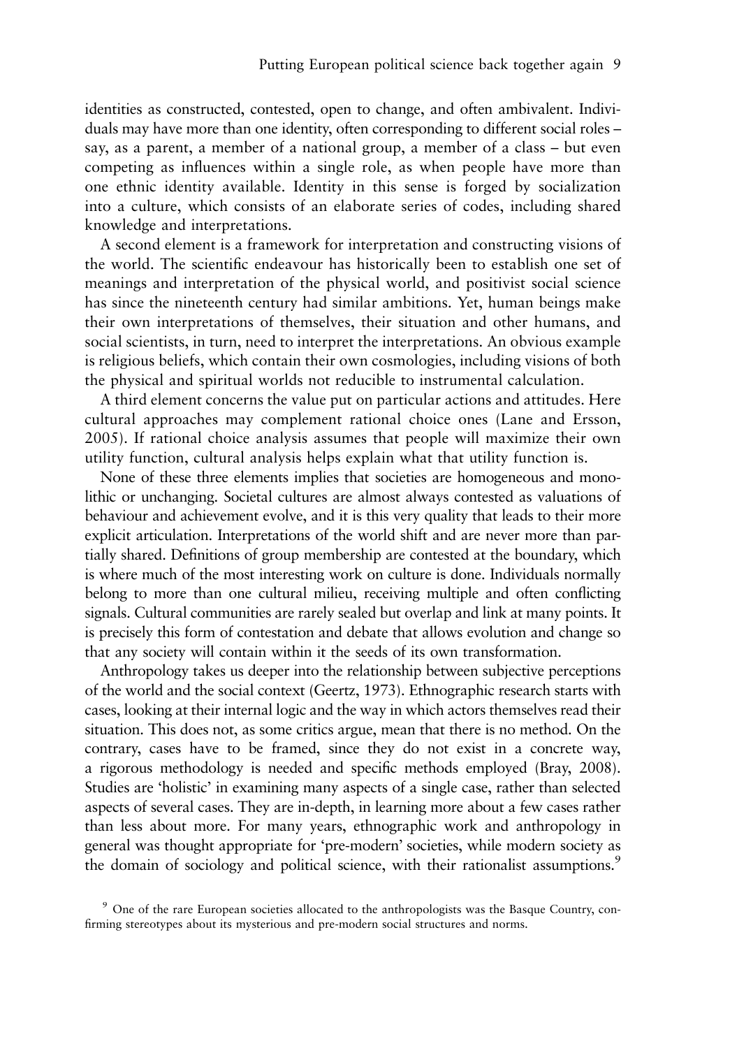identities as constructed, contested, open to change, and often ambivalent. Individuals may have more than one identity, often corresponding to different social roles – say, as a parent, a member of a national group, a member of a class – but even competing as influences within a single role, as when people have more than one ethnic identity available. Identity in this sense is forged by socialization into a culture, which consists of an elaborate series of codes, including shared knowledge and interpretations.

A second element is a framework for interpretation and constructing visions of the world. The scientific endeavour has historically been to establish one set of meanings and interpretation of the physical world, and positivist social science has since the nineteenth century had similar ambitions. Yet, human beings make their own interpretations of themselves, their situation and other humans, and social scientists, in turn, need to interpret the interpretations. An obvious example is religious beliefs, which contain their own cosmologies, including visions of both the physical and spiritual worlds not reducible to instrumental calculation.

A third element concerns the value put on particular actions and attitudes. Here cultural approaches may complement rational choice ones (Lane and Ersson, 2005). If rational choice analysis assumes that people will maximize their own utility function, cultural analysis helps explain what that utility function is.

None of these three elements implies that societies are homogeneous and monolithic or unchanging. Societal cultures are almost always contested as valuations of behaviour and achievement evolve, and it is this very quality that leads to their more explicit articulation. Interpretations of the world shift and are never more than partially shared. Definitions of group membership are contested at the boundary, which is where much of the most interesting work on culture is done. Individuals normally belong to more than one cultural milieu, receiving multiple and often conflicting signals. Cultural communities are rarely sealed but overlap and link at many points. It is precisely this form of contestation and debate that allows evolution and change so that any society will contain within it the seeds of its own transformation.

Anthropology takes us deeper into the relationship between subjective perceptions of the world and the social context (Geertz, 1973). Ethnographic research starts with cases, looking at their internal logic and the way in which actors themselves read their situation. This does not, as some critics argue, mean that there is no method. On the contrary, cases have to be framed, since they do not exist in a concrete way, a rigorous methodology is needed and specific methods employed (Bray, 2008). Studies are 'holistic' in examining many aspects of a single case, rather than selected aspects of several cases. They are in-depth, in learning more about a few cases rather than less about more. For many years, ethnographic work and anthropology in general was thought appropriate for 'pre-modern' societies, while modern society as the domain of sociology and political science, with their rationalist assumptions.[9]

[9] One of the rare European societies allocated to the anthropologists was the Basque Country, confirming stereotypes about its mysterious and pre-modern social structures and norms.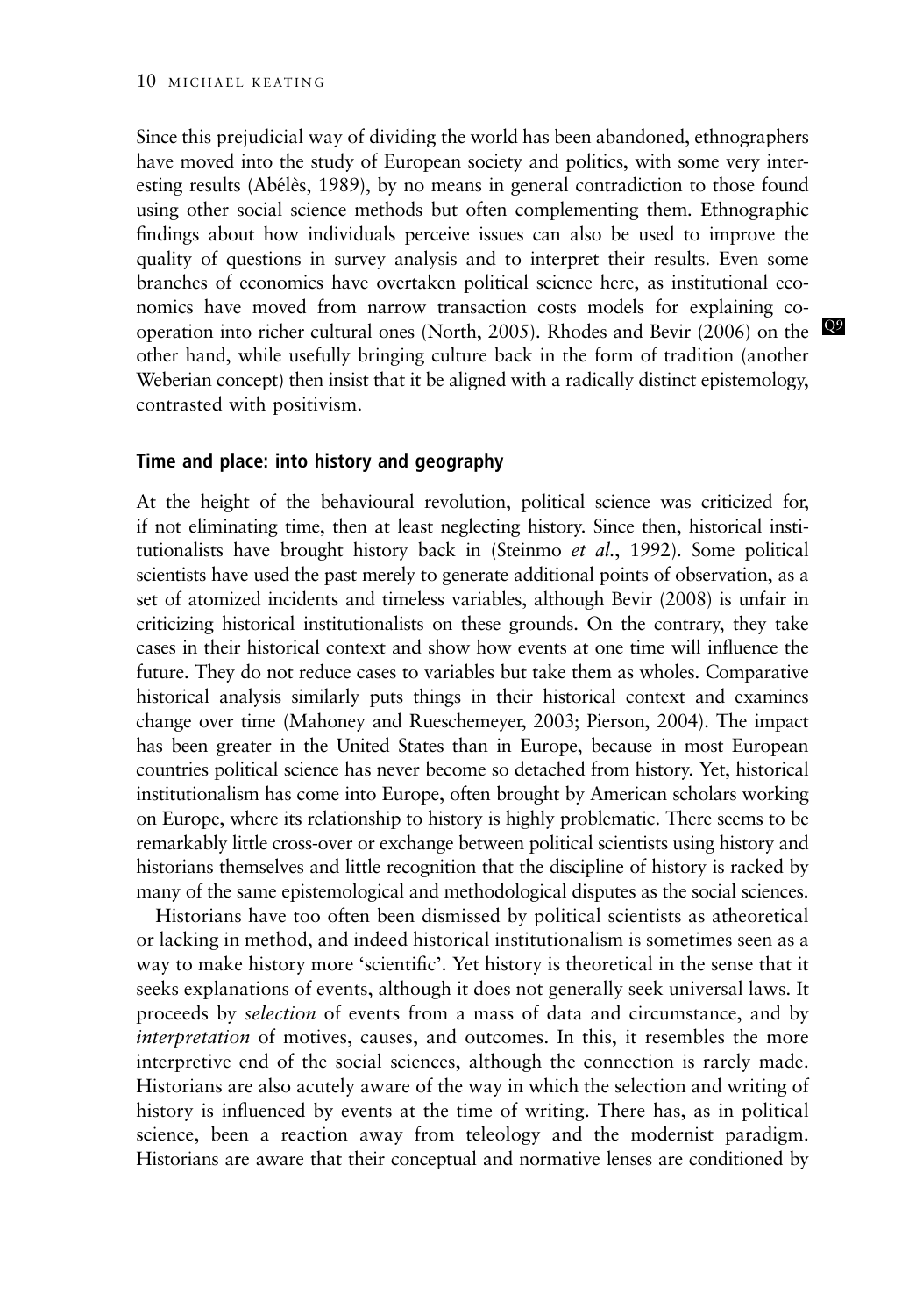Since this prejudicial way of dividing the world has been abandoned, ethnographers have moved into the study of European society and politics, with some very interesting results (Abélès, 1989), by no means in general contradiction to those found using other social science methods but often complementing them. Ethnographic findings about how individuals perceive issues can also be used to improve the quality of questions in survey analysis and to interpret their results. Even some branches of economics have overtaken political science here, as institutional economics have moved from narrow transaction costs models for explaining co-operation into richer cultural ones (North, 2005). Rhodes and Bevir (2006) on the other hand, while usefully bringing culture back in the form of tradition (another Weberian concept) then insist that it be aligned with a radically distinct epistemology, contrasted with positivism.

### Time and place: into history and geography

At the height of the behavioural revolution, political science was criticized for, if not eliminating time, then at least neglecting history. Since then, historical institutionalists have brought history back in (Steinmo *et al.*, 1992). Some political scientists have used the past merely to generate additional points of observation, as a set of atomized incidents and timeless variables, although Bevir (2008) is unfair in criticizing historical institutionalists on these grounds. On the contrary, they take cases in their historical context and show how events at one time will influence the future. They do not reduce cases to variables but take them as wholes. Comparative historical analysis similarly puts things in their historical context and examines change over time (Mahoney and Rueschemeyer, 2003; Pierson, 2004). The impact has been greater in the United States than in Europe, because in most European countries political science has never become so detached from history. Yet, historical institutionalism has come into Europe, often brought by American scholars working on Europe, where its relationship to history is highly problematic. There seems to be remarkably little cross-over or exchange between political scientists using history and historians themselves and little recognition that the discipline of history is racked by many of the same epistemological and methodological disputes as the social sciences.

Historians have too often been dismissed by political scientists as atheoretical or lacking in method, and indeed historical institutionalism is sometimes seen as a way to make history more 'scientific'. Yet history is theoretical in the sense that it seeks explanations of events, although it does not generally seek universal laws. It proceeds by *selection* of events from a mass of data and circumstance, and by *interpretation* of motives, causes, and outcomes. In this, it resembles the more interpretive end of the social sciences, although the connection is rarely made. Historians are also acutely aware of the way in which the selection and writing of history is influenced by events at the time of writing. There has, as in political science, been a reaction away from teleology and the modernist paradigm. Historians are aware that their conceptual and normative lenses are conditioned by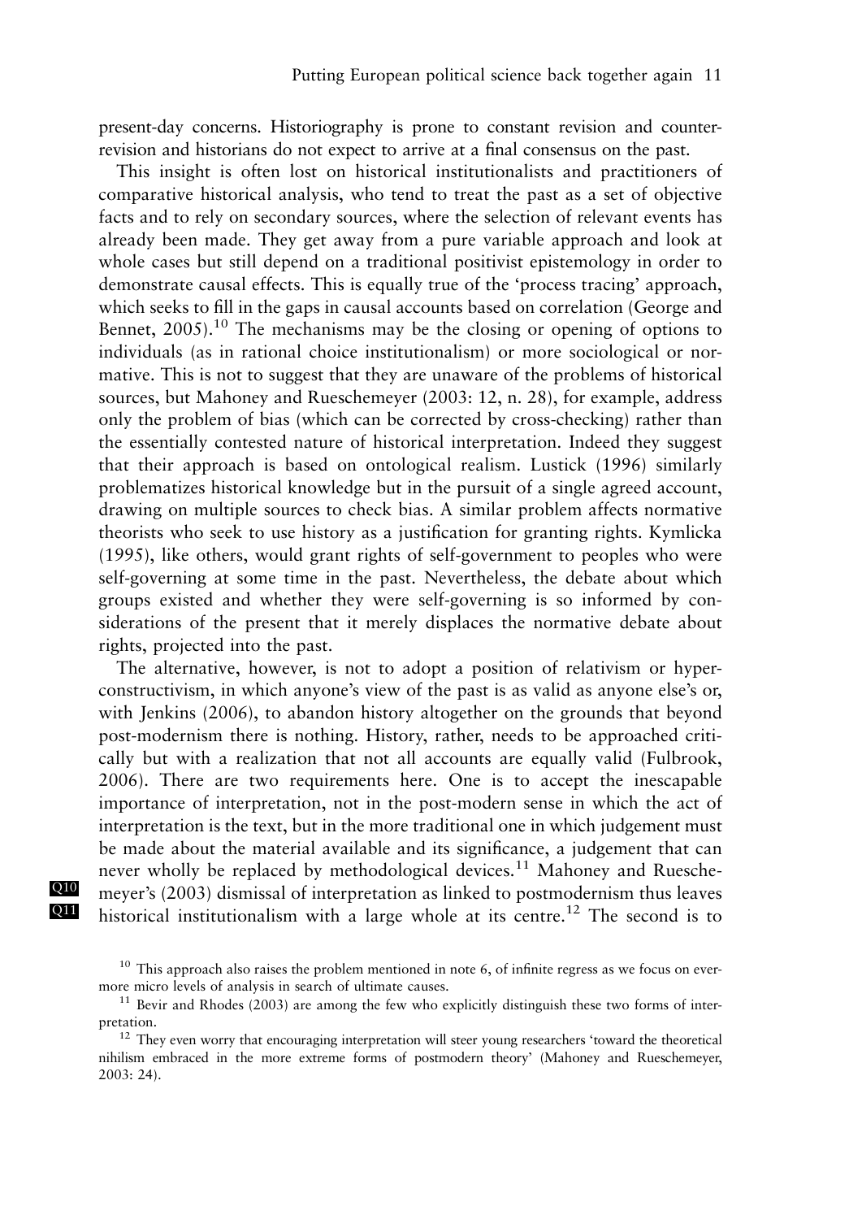present-day concerns. Historiography is prone to constant revision and counter-revision and historians do not expect to arrive at a final consensus on the past.

This insight is often lost on historical institutionalists and practitioners of comparative historical analysis, who tend to treat the past as a set of objective facts and to rely on secondary sources, where the selection of relevant events has already been made. They get away from a pure variable approach and look at whole cases but still depend on a traditional positivist epistemology in order to demonstrate causal effects. This is equally true of the 'process tracing' approach, which seeks to fill in the gaps in causal accounts based on correlation (George and Bennet, 2005).[10] The mechanisms may be the closing or opening of options to individuals (as in rational choice institutionalism) or more sociological or normative. This is not to suggest that they are unaware of the problems of historical sources, but Mahoney and Rueschemeyer (2003: 12, n. 28), for example, address only the problem of bias (which can be corrected by cross-checking) rather than the essentially contested nature of historical interpretation. Indeed they suggest that their approach is based on ontological realism. Lustick (1996) similarly problematizes historical knowledge but in the pursuit of a single agreed account, drawing on multiple sources to check bias. A similar problem affects normative theorists who seek to use history as a justification for granting rights. Kymlicka (1995), like others, would grant rights of self-government to peoples who were self-governing at some time in the past. Nevertheless, the debate about which groups existed and whether they were self-governing is so informed by considerations of the present that it merely displaces the normative debate about rights, projected into the past.

The alternative, however, is not to adopt a position of relativism or hyper-constructivism, in which anyone's view of the past is as valid as anyone else's or, with Jenkins (2006), to abandon history altogether on the grounds that beyond post-modernism there is nothing. History, rather, needs to be approached critically but with a realization that not all accounts are equally valid (Fulbrook, 2006). There are two requirements here. One is to accept the inescapable importance of interpretation, not in the post-modern sense in which the act of interpretation is the text, but in the more traditional one in which judgement must be made about the material available and its significance, a judgement that can never wholly be replaced by methodological devices.[11] Mahoney and Rueschemeyer's (2003) dismissal of interpretation as linked to postmodernism thus leaves historical institutionalism with a large whole at its centre.[12] The second is to

[10] This approach also raises the problem mentioned in note 6, of infinite regress as we focus on ever-more micro levels of analysis in search of ultimate causes.

[11] Bevir and Rhodes (2003) are among the few who explicitly distinguish these two forms of interpretation.

[12] They even worry that encouraging interpretation will steer young researchers 'toward the theoretical nihilism embraced in the more extreme forms of postmodern theory' (Mahoney and Rueschemeyer, 2003: 24).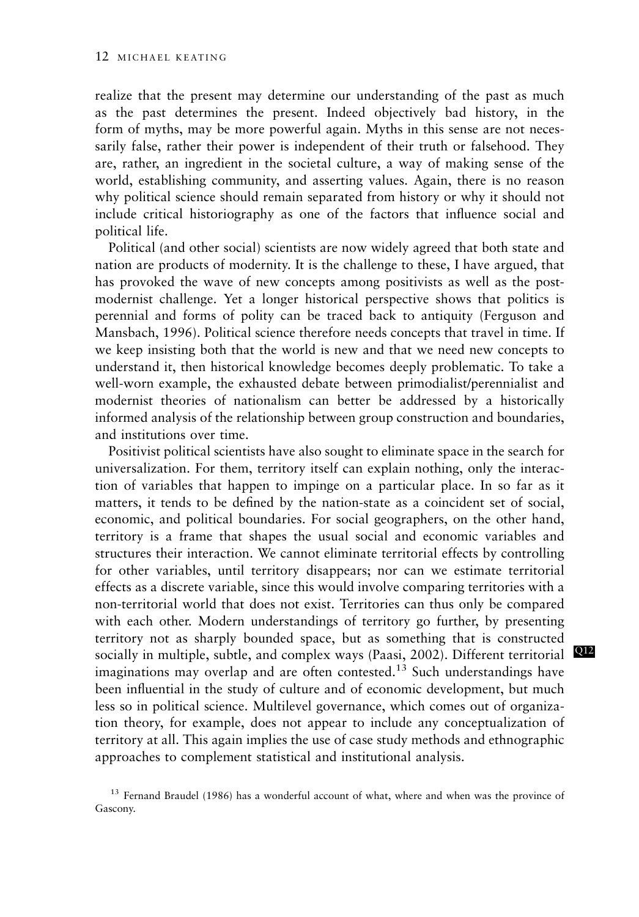realize that the present may determine our understanding of the past as much as the past determines the present. Indeed objectively bad history, in the form of myths, may be more powerful again. Myths in this sense are not necessarily false, rather their power is independent of their truth or falsehood. They are, rather, an ingredient in the societal culture, a way of making sense of the world, establishing community, and asserting values. Again, there is no reason why political science should remain separated from history or why it should not include critical historiography as one of the factors that influence social and political life.

Political (and other social) scientists are now widely agreed that both state and nation are products of modernity. It is the challenge to these, I have argued, that has provoked the wave of new concepts among positivists as well as the postmodernist challenge. Yet a longer historical perspective shows that politics is perennial and forms of polity can be traced back to antiquity (Ferguson and Mansbach, 1996). Political science therefore needs concepts that travel in time. If we keep insisting both that the world is new and that we need new concepts to understand it, then historical knowledge becomes deeply problematic. To take a well-worn example, the exhausted debate between primodialist/perennialist and modernist theories of nationalism can better be addressed by a historically informed analysis of the relationship between group construction and boundaries, and institutions over time.

Positivist political scientists have also sought to eliminate space in the search for universalization. For them, territory itself can explain nothing, only the interaction of variables that happen to impinge on a particular place. In so far as it matters, it tends to be defined by the nation-state as a coincident set of social, economic, and political boundaries. For social geographers, on the other hand, territory is a frame that shapes the usual social and economic variables and structures their interaction. We cannot eliminate territorial effects by controlling for other variables, until territory disappears; nor can we estimate territorial effects as a discrete variable, since this would involve comparing territories with a non-territorial world that does not exist. Territories can thus only be compared with each other. Modern understandings of territory go further, by presenting territory not as sharply bounded space, but as something that is constructed socially in multiple, subtle, and complex ways (Paasi, 2002). Different territorial imaginations may overlap and are often contested.[13] Such understandings have been influential in the study of culture and of economic development, but much less so in political science. Multilevel governance, which comes out of organization theory, for example, does not appear to include any conceptualization of territory at all. This again implies the use of case study methods and ethnographic approaches to complement statistical and institutional analysis.

[13] Fernand Braudel (1986) has a wonderful account of what, where and when was the province of Gascony.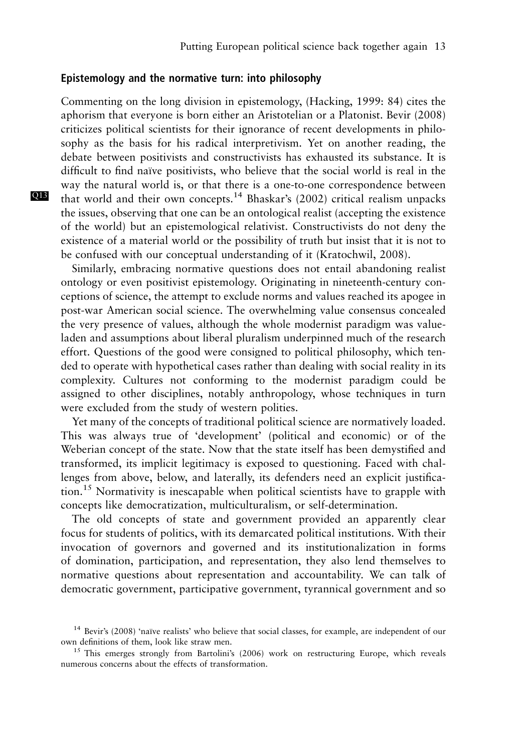### Epistemology and the normative turn: into philosophy

Commenting on the long division in epistemology, (Hacking, 1999: 84) cites the aphorism that everyone is born either an Aristotelian or a Platonist. Bevir (2008) criticizes political scientists for their ignorance of recent developments in philosophy as the basis for his radical interpretivism. Yet on another reading, the debate between positivists and constructivists has exhausted its substance. It is difficult to find naïve positivists, who believe that the social world is real in the way the natural world is, or that there is a one-to-one correspondence between that world and their own concepts.[14] Bhaskar's (2002) critical realism unpacks the issues, observing that one can be an ontological realist (accepting the existence of the world) but an epistemological relativist. Constructivists do not deny the existence of a material world or the possibility of truth but insist that it is not to be confused with our conceptual understanding of it (Kratochwil, 2008).

Similarly, embracing normative questions does not entail abandoning realist ontology or even positivist epistemology. Originating in nineteenth-century conceptions of science, the attempt to exclude norms and values reached its apogee in post-war American social science. The overwhelming value consensus concealed the very presence of values, although the whole modernist paradigm was value-laden and assumptions about liberal pluralism underpinned much of the research effort. Questions of the good were consigned to political philosophy, which tended to operate with hypothetical cases rather than dealing with social reality in its complexity. Cultures not conforming to the modernist paradigm could be assigned to other disciplines, notably anthropology, whose techniques in turn were excluded from the study of western polities.

Yet many of the concepts of traditional political science are normatively loaded. This was always true of 'development' (political and economic) or of the Weberian concept of the state. Now that the state itself has been demystified and transformed, its implicit legitimacy is exposed to questioning. Faced with challenges from above, below, and laterally, its defenders need an explicit justification.[15] Normativity is inescapable when political scientists have to grapple with concepts like democratization, multiculturalism, or self-determination.

The old concepts of state and government provided an apparently clear focus for students of politics, with its demarcated political institutions. With their invocation of governors and governed and its institutionalization in forms of domination, participation, and representation, they also lend themselves to normative questions about representation and accountability. We can talk of democratic government, participative government, tyrannical government and so

[14] Bevir's (2008) 'naïve realists' who believe that social classes, for example, are independent of our own definitions of them, look like straw men.

[15] This emerges strongly from Bartolini's (2006) work on restructuring Europe, which reveals numerous concerns about the effects of transformation.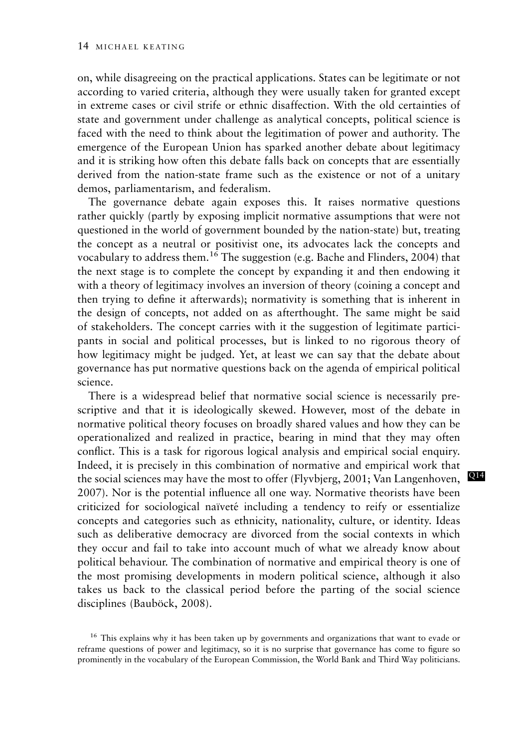on, while disagreeing on the practical applications. States can be legitimate or not according to varied criteria, although they were usually taken for granted except in extreme cases or civil strife or ethnic disaffection. With the old certainties of state and government under challenge as analytical concepts, political science is faced with the need to think about the legitimation of power and authority. The emergence of the European Union has sparked another debate about legitimacy and it is striking how often this debate falls back on concepts that are essentially derived from the nation-state frame such as the existence or not of a unitary demos, parliamentarism, and federalism.

The governance debate again exposes this. It raises normative questions rather quickly (partly by exposing implicit normative assumptions that were not questioned in the world of government bounded by the nation-state) but, treating the concept as a neutral or positivist one, its advocates lack the concepts and vocabulary to address them.[16] The suggestion (e.g. Bache and Flinders, 2004) that the next stage is to complete the concept by expanding it and then endowing it with a theory of legitimacy involves an inversion of theory (coining a concept and then trying to define it afterwards); normativity is something that is inherent in the design of concepts, not added on as afterthought. The same might be said of stakeholders. The concept carries with it the suggestion of legitimate participants in social and political processes, but is linked to no rigorous theory of how legitimacy might be judged. Yet, at least we can say that the debate about governance has put normative questions back on the agenda of empirical political science.

There is a widespread belief that normative social science is necessarily prescriptive and that it is ideologically skewed. However, most of the debate in normative political theory focuses on broadly shared values and how they can be operationalized and realized in practice, bearing in mind that they may often conflict. This is a task for rigorous logical analysis and empirical social enquiry. Indeed, it is precisely in this combination of normative and empirical work that the social sciences may have the most to offer (Flyvbjerg, 2001; Van Langenhoven, 2007). Nor is the potential influence all one way. Normative theorists have been criticized for sociological naïveté including a tendency to reify or essentialize concepts and categories such as ethnicity, nationality, culture, or identity. Ideas such as deliberative democracy are divorced from the social contexts in which they occur and fail to take into account much of what we already know about political behaviour. The combination of normative and empirical theory is one of the most promising developments in modern political science, although it also takes us back to the classical period before the parting of the social science disciplines (Bauböck, 2008).

[16] This explains why it has been taken up by governments and organizations that want to evade or reframe questions of power and legitimacy, so it is no surprise that governance has come to figure so prominently in the vocabulary of the European Commission, the World Bank and Third Way politicians.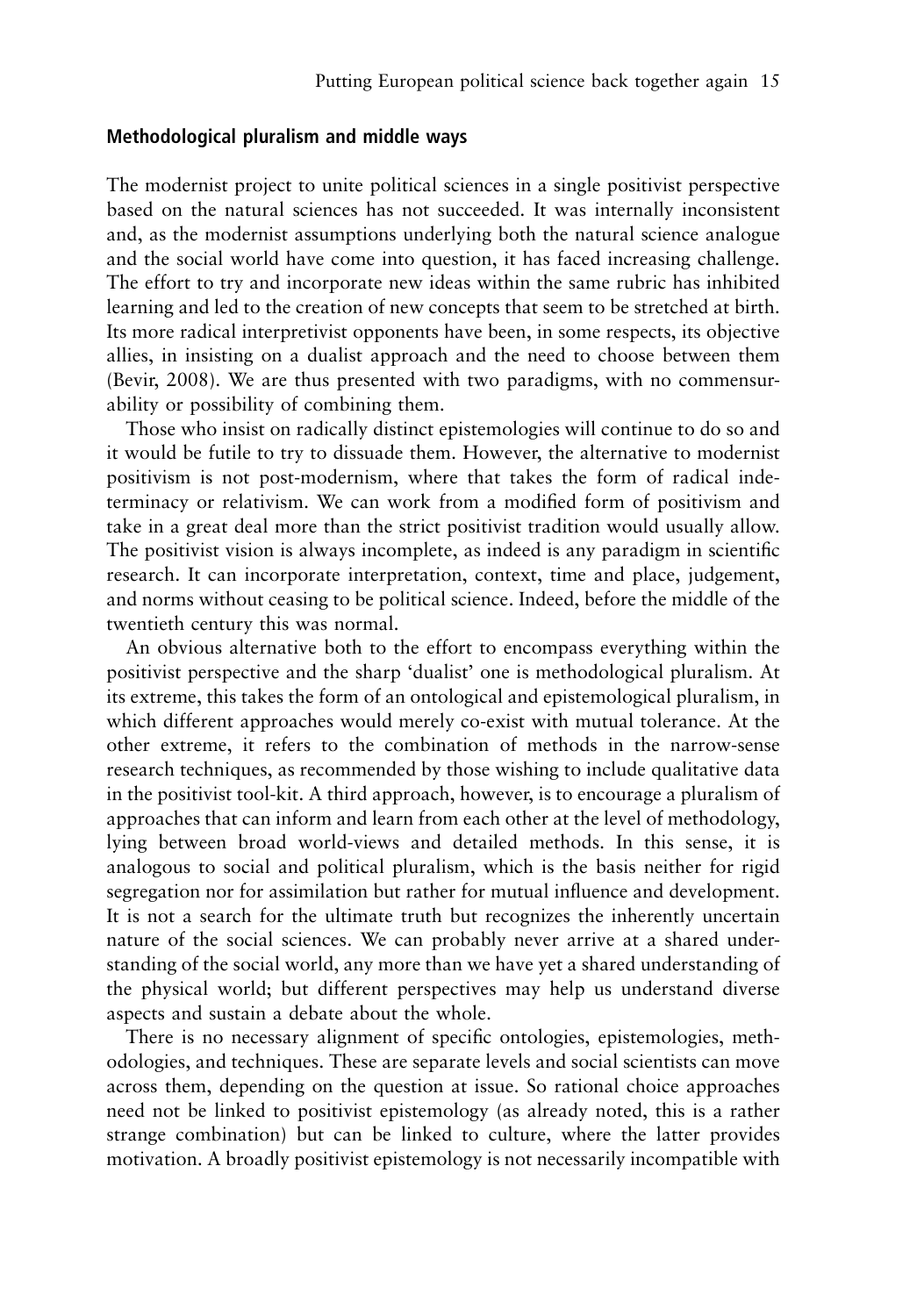## Methodological pluralism and middle ways

The modernist project to unite political sciences in a single positivist perspective based on the natural sciences has not succeeded. It was internally inconsistent and, as the modernist assumptions underlying both the natural science analogue and the social world have come into question, it has faced increasing challenge. The effort to try and incorporate new ideas within the same rubric has inhibited learning and led to the creation of new concepts that seem to be stretched at birth. Its more radical interpretivist opponents have been, in some respects, its objective allies, in insisting on a dualist approach and the need to choose between them (Bevir, 2008). We are thus presented with two paradigms, with no commensurability or possibility of combining them.

Those who insist on radically distinct epistemologies will continue to do so and it would be futile to try to dissuade them. However, the alternative to modernist positivism is not post-modernism, where that takes the form of radical indeterminacy or relativism. We can work from a modified form of positivism and take in a great deal more than the strict positivist tradition would usually allow. The positivist vision is always incomplete, as indeed is any paradigm in scientific research. It can incorporate interpretation, context, time and place, judgement, and norms without ceasing to be political science. Indeed, before the middle of the twentieth century this was normal.

An obvious alternative both to the effort to encompass everything within the positivist perspective and the sharp 'dualist' one is methodological pluralism. At its extreme, this takes the form of an ontological and epistemological pluralism, in which different approaches would merely co-exist with mutual tolerance. At the other extreme, it refers to the combination of methods in the narrow-sense research techniques, as recommended by those wishing to include qualitative data in the positivist tool-kit. A third approach, however, is to encourage a pluralism of approaches that can inform and learn from each other at the level of methodology, lying between broad world-views and detailed methods. In this sense, it is analogous to social and political pluralism, which is the basis neither for rigid segregation nor for assimilation but rather for mutual influence and development. It is not a search for the ultimate truth but recognizes the inherently uncertain nature of the social sciences. We can probably never arrive at a shared understanding of the social world, any more than we have yet a shared understanding of the physical world; but different perspectives may help us understand diverse aspects and sustain a debate about the whole.

There is no necessary alignment of specific ontologies, epistemologies, methodologies, and techniques. These are separate levels and social scientists can move across them, depending on the question at issue. So rational choice approaches need not be linked to positivist epistemology (as already noted, this is a rather strange combination) but can be linked to culture, where the latter provides motivation. A broadly positivist epistemology is not necessarily incompatible with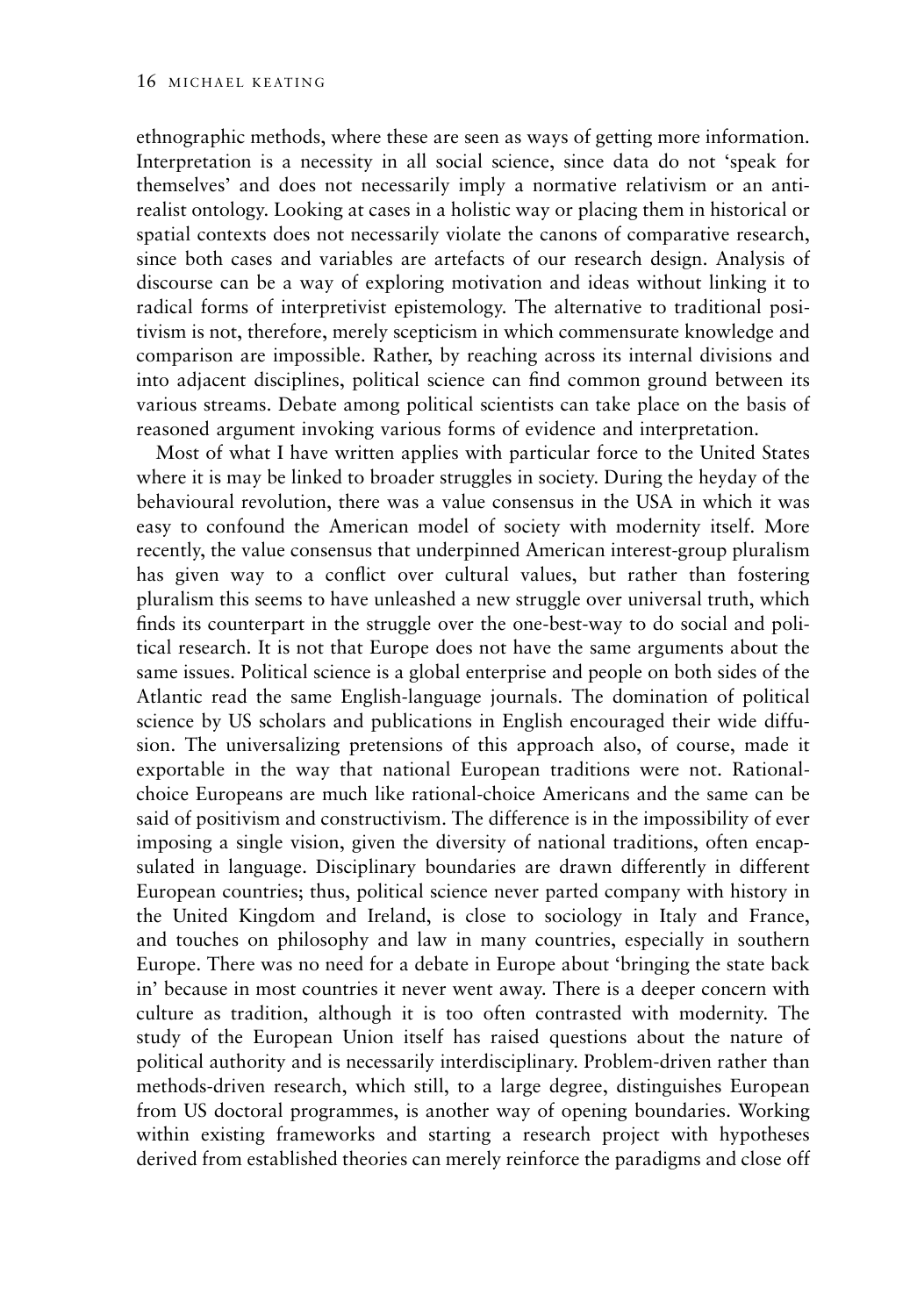ethnographic methods, where these are seen as ways of getting more information. Interpretation is a necessity in all social science, since data do not 'speak for themselves' and does not necessarily imply a normative relativism or an anti-realist ontology. Looking at cases in a holistic way or placing them in historical or spatial contexts does not necessarily violate the canons of comparative research, since both cases and variables are artefacts of our research design. Analysis of discourse can be a way of exploring motivation and ideas without linking it to radical forms of interpretivist epistemology. The alternative to traditional positivism is not, therefore, merely scepticism in which commensurate knowledge and comparison are impossible. Rather, by reaching across its internal divisions and into adjacent disciplines, political science can find common ground between its various streams. Debate among political scientists can take place on the basis of reasoned argument invoking various forms of evidence and interpretation.

Most of what I have written applies with particular force to the United States where it is may be linked to broader struggles in society. During the heyday of the behavioural revolution, there was a value consensus in the USA in which it was easy to confound the American model of society with modernity itself. More recently, the value consensus that underpinned American interest-group pluralism has given way to a conflict over cultural values, but rather than fostering pluralism this seems to have unleashed a new struggle over universal truth, which finds its counterpart in the struggle over the one-best-way to do social and political research. It is not that Europe does not have the same arguments about the same issues. Political science is a global enterprise and people on both sides of the Atlantic read the same English-language journals. The domination of political science by US scholars and publications in English encouraged their wide diffusion. The universalizing pretensions of this approach also, of course, made it exportable in the way that national European traditions were not. Rational-choice Europeans are much like rational-choice Americans and the same can be said of positivism and constructivism. The difference is in the impossibility of ever imposing a single vision, given the diversity of national traditions, often encapsulated in language. Disciplinary boundaries are drawn differently in different European countries; thus, political science never parted company with history in the United Kingdom and Ireland, is close to sociology in Italy and France, and touches on philosophy and law in many countries, especially in southern Europe. There was no need for a debate in Europe about 'bringing the state back in' because in most countries it never went away. There is a deeper concern with culture as tradition, although it is too often contrasted with modernity. The study of the European Union itself has raised questions about the nature of political authority and is necessarily interdisciplinary. Problem-driven rather than methods-driven research, which still, to a large degree, distinguishes European from US doctoral programmes, is another way of opening boundaries. Working within existing frameworks and starting a research project with hypotheses derived from established theories can merely reinforce the paradigms and close off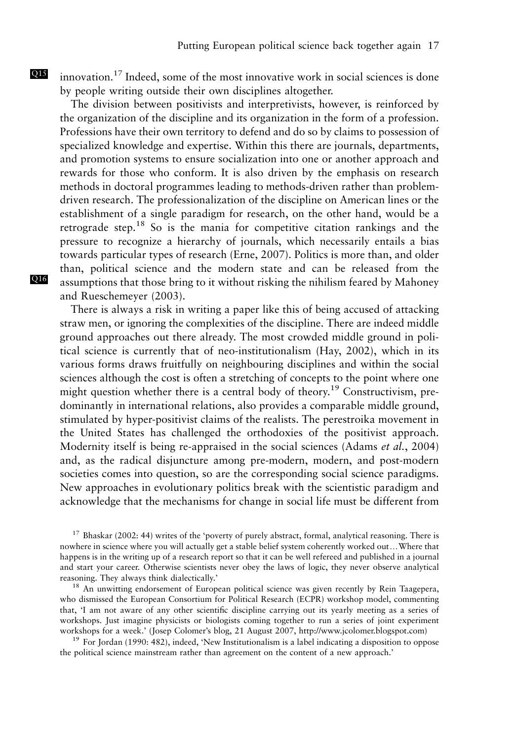innovation.[17] Indeed, some of the most innovative work in social sciences is done by people writing outside their own disciplines altogether.

The division between positivists and interpretivists, however, is reinforced by the organization of the discipline and its organization in the form of a profession. Professions have their own territory to defend and do so by claims to possession of specialized knowledge and expertise. Within this there are journals, departments, and promotion systems to ensure socialization into one or another approach and rewards for those who conform. It is also driven by the emphasis on research methods in doctoral programmes leading to methods-driven rather than problem-driven research. The professionalization of the discipline on American lines or the establishment of a single paradigm for research, on the other hand, would be a retrograde step.[18] So is the mania for competitive citation rankings and the pressure to recognize a hierarchy of journals, which necessarily entails a bias towards particular types of research (Erne, 2007). Politics is more than, and older than, political science and the modern state and can be released from the assumptions that those bring to it without risking the nihilism feared by Mahoney and Rueschemeyer (2003).

There is always a risk in writing a paper like this of being accused of attacking straw men, or ignoring the complexities of the discipline. There are indeed middle ground approaches out there already. The most crowded middle ground in political science is currently that of neo-institutionalism (Hay, 2002), which in its various forms draws fruitfully on neighbouring disciplines and within the social sciences although the cost is often a stretching of concepts to the point where one might question whether there is a central body of theory.[19] Constructivism, predominantly in international relations, also provides a comparable middle ground, stimulated by hyper-positivist claims of the realists. The perestroika movement in the United States has challenged the orthodoxies of the positivist approach. Modernity itself is being re-appraised in the social sciences (Adams *et al.*, 2004) and, as the radical disjuncture among pre-modern, modern, and post-modern societies comes into question, so are the corresponding social science paradigms. New approaches in evolutionary politics break with the scientistic paradigm and acknowledge that the mechanisms for change in social life must be different from

[17] Bhaskar (2002: 44) writes of the 'poverty of purely abstract, formal, analytical reasoning. There is nowhere in science where you will actually get a stable belief system coherently worked out…Where that happens is in the writing up of a research report so that it can be well refereed and published in a journal and start your career. Otherwise scientists never obey the laws of logic, they never observe analytical reasoning. They always think dialectically.'

[18] An unwitting endorsement of European political science was given recently by Rein Taagepera, who dismissed the European Consortium for Political Research (ECPR) workshop model, commenting that, 'I am not aware of any other scientific discipline carrying out its yearly meeting as a series of workshops. Just imagine physicists or biologists coming together to run a series of joint experiment workshops for a week.' (Josep Colomer's blog, 21 August 2007, http://www.jcolomer.blogspot.com)

[19] For Jordan (1990: 482), indeed, 'New Institutionalism is a label indicating a disposition to oppose the political science mainstream rather than agreement on the content of a new approach.'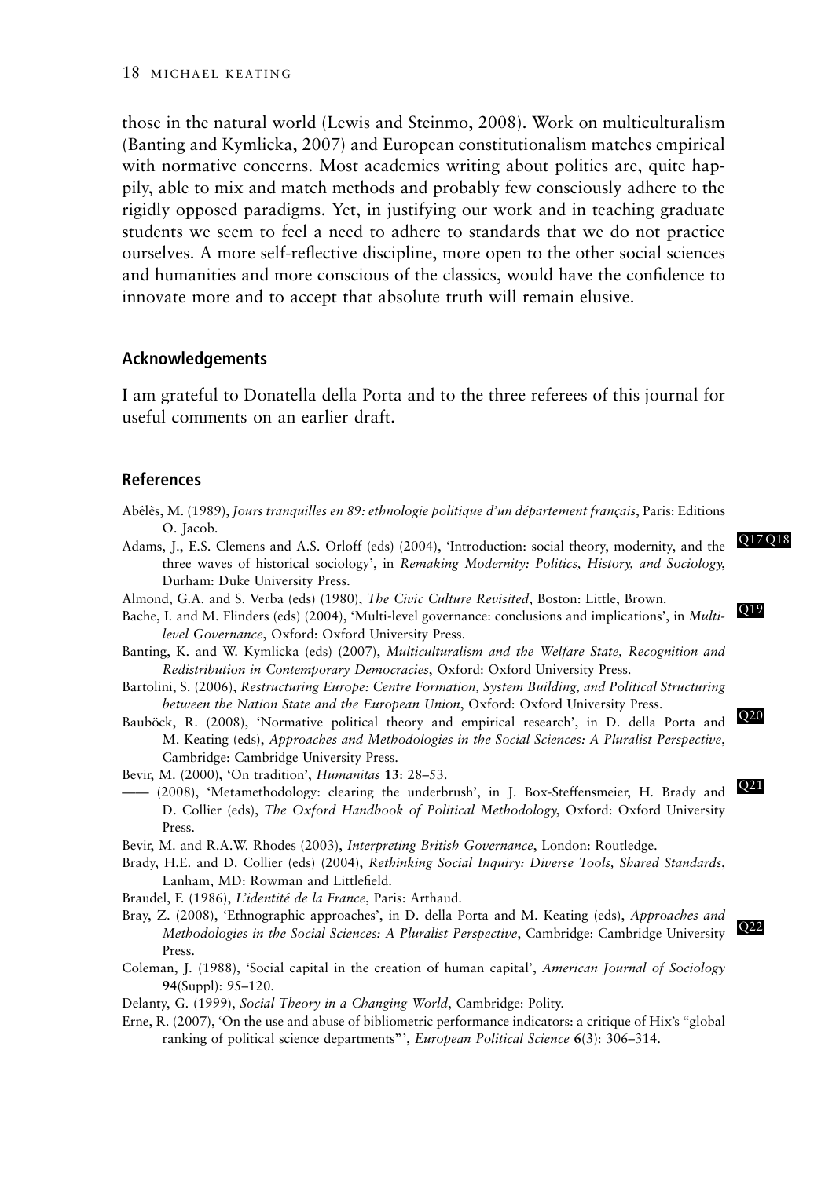those in the natural world (Lewis and Steinmo, 2008). Work on multiculturalism (Banting and Kymlicka, 2007) and European constitutionalism matches empirical with normative concerns. Most academics writing about politics are, quite happily, able to mix and match methods and probably few consciously adhere to the rigidly opposed paradigms. Yet, in justifying our work and in teaching graduate students we seem to feel a need to adhere to standards that we do not practice ourselves. A more self-reflective discipline, more open to the other social sciences and humanities and more conscious of the classics, would have the confidence to innovate more and to accept that absolute truth will remain elusive.

## Acknowledgements

I am grateful to Donatella della Porta and to the three referees of this journal for useful comments on an earlier draft.

## References

Abélès, M. (1989), *Jours tranquilles en 89: ethnologie politique d'un département français*, Paris: Editions O. Jacob.

Adams, J., E.S. Clemens and A.S. Orloff (eds) (2004), 'Introduction: social theory, modernity, and the three waves of historical sociology', in *Remaking Modernity: Politics, History, and Sociology*, Durham: Duke University Press. Q17 Q18

Almond, G.A. and S. Verba (eds) (1980), *The Civic Culture Revisited*, Boston: Little, Brown.

Bache, I. and M. Flinders (eds) (2004), 'Multi-level governance: conclusions and implications', in *Multi-level Governance*, Oxford: Oxford University Press. Q19

Banting, K. and W. Kymlicka (eds) (2007), *Multiculturalism and the Welfare State, Recognition and Redistribution in Contemporary Democracies*, Oxford: Oxford University Press.

Bartolini, S. (2006), *Restructuring Europe: Centre Formation, System Building, and Political Structuring between the Nation State and the European Union*, Oxford: Oxford University Press.

Bauböck, R. (2008), 'Normative political theory and empirical research', in D. della Porta and M. Keating (eds), *Approaches and Methodologies in the Social Sciences: A Pluralist Perspective*, Cambridge: Cambridge University Press. Q20

Bevir, M. (2000), 'On tradition', *Humanitas* **13**: 28–53.

—— (2008), 'Metamethodology: clearing the underbrush', in J. Box-Steffensmeier, H. Brady and D. Collier (eds), *The Oxford Handbook of Political Methodology*, Oxford: Oxford University Press. Q21

Bevir, M. and R.A.W. Rhodes (2003), *Interpreting British Governance*, London: Routledge.

Brady, H.E. and D. Collier (eds) (2004), *Rethinking Social Inquiry: Diverse Tools, Shared Standards*, Lanham, MD: Rowman and Littlefield.

Braudel, F. (1986), *L'identité de la France*, Paris: Arthaud.

Bray, Z. (2008), 'Ethnographic approaches', in D. della Porta and M. Keating (eds), *Approaches and Methodologies in the Social Sciences: A Pluralist Perspective*, Cambridge: Cambridge University Press. Q22

Coleman, J. (1988), 'Social capital in the creation of human capital', *American Journal of Sociology* **94**(Suppl): 95–120.

Delanty, G. (1999), *Social Theory in a Changing World*, Cambridge: Polity.

Erne, R. (2007), 'On the use and abuse of bibliometric performance indicators: a critique of Hix's "global ranking of political science departments"', *European Political Science* **6**(3): 306–314.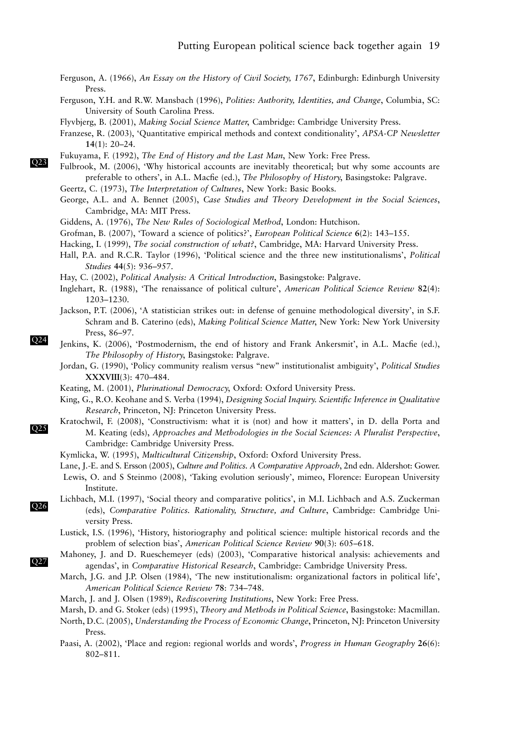Ferguson, A. (1966), *An Essay on the History of Civil Society, 1767*, Edinburgh: Edinburgh University Press.

Ferguson, Y.H. and R.W. Mansbach (1996), *Polities: Authority, Identities, and Change*, Columbia, SC: University of South Carolina Press.

Flyvbjerg, B. (2001), *Making Social Science Matter*, Cambridge: Cambridge University Press.

Franzese, R. (2003), 'Quantitative empirical methods and context conditionality', *APSA-CP Newsletter* **14**(1): 20–24.

Fukuyama, F. (1992), *The End of History and the Last Man*, New York: Free Press.

Q23 Fulbrook, M. (2006), 'Why historical accounts are inevitably theoretical; but why some accounts are preferable to others', in A.L. Macfie (ed.), *The Philosophy of History*, Basingstoke: Palgrave.

Geertz, C. (1973), *The Interpretation of Cultures*, New York: Basic Books.

George, A.L. and A. Bennet (2005), *Case Studies and Theory Development in the Social Sciences*, Cambridge, MA: MIT Press.

Giddens, A. (1976), *The New Rules of Sociological Method*, London: Hutchison.

Grofman, B. (2007), 'Toward a science of politics?', *European Political Science* **6**(2): 143–155.

Hacking, I. (1999), *The social construction of what?*, Cambridge, MA: Harvard University Press.

Hall, P.A. and R.C.R. Taylor (1996), 'Political science and the three new institutionalisms', *Political Studies* **44**(5): 936–957.

Hay, C. (2002), *Political Analysis: A Critical Introduction*, Basingstoke: Palgrave.

Inglehart, R. (1988), 'The renaissance of political culture', *American Political Science Review* **82**(4): 1203–1230.

Jackson, P.T. (2006), 'A statistician strikes out: in defense of genuine methodological diversity', in S.F. Schram and B. Caterino (eds), *Making Political Science Matter*, New York: New York University Press, 86–97.

Q24 Jenkins, K. (2006), 'Postmodernism, the end of history and Frank Ankersmit', in A.L. Macfie (ed.), *The Philosophy of History*, Basingstoke: Palgrave.

Jordan, G. (1990), 'Policy community realism versus "new" institutionalist ambiguity', *Political Studies* **XXXVIII**(3): 470–484.

Keating, M. (2001), *Plurinational Democracy*, Oxford: Oxford University Press.

King, G., R.O. Keohane and S. Verba (1994), *Designing Social Inquiry. Scientific Inference in Qualitative Research*, Princeton, NJ: Princeton University Press.

Q25 Kratochwil, F. (2008), 'Constructivism: what it is (not) and how it matters', in D. della Porta and M. Keating (eds), *Approaches and Methodologies in the Social Sciences: A Pluralist Perspective*, Cambridge: Cambridge University Press.

Kymlicka, W. (1995), *Multicultural Citizenship*, Oxford: Oxford University Press.

Lane, J.-E. and S. Ersson (2005), *Culture and Politics. A Comparative Approach*, 2nd edn. Aldershot: Gower.

Lewis, O. and S Steinmo (2008), 'Taking evolution seriously', mimeo, Florence: European University Institute.

Q26 Lichbach, M.I. (1997), 'Social theory and comparative politics', in M.I. Lichbach and A.S. Zuckerman (eds), *Comparative Politics. Rationality, Structure, and Culture*, Cambridge: Cambridge University Press.

Lustick, I.S. (1996), 'History, historiography and political science: multiple historical records and the problem of selection bias', *American Political Science Review* **90**(3): 605–618.

Q27 Mahoney, J. and D. Rueschemeyer (eds) (2003), 'Comparative historical analysis: achievements and agendas', in *Comparative Historical Research*, Cambridge: Cambridge University Press.

March, J.G. and J.P. Olsen (1984), 'The new institutionalism: organizational factors in political life', *American Political Science Review* **78**: 734–748.

March, J. and J. Olsen (1989), *Rediscovering Institutions*, New York: Free Press.

Marsh, D. and G. Stoker (eds) (1995), *Theory and Methods in Political Science*, Basingstoke: Macmillan.

North, D.C. (2005), *Understanding the Process of Economic Change*, Princeton, NJ: Princeton University Press.

Paasi, A. (2002), 'Place and region: regional worlds and words', *Progress in Human Geography* **26**(6): 802–811.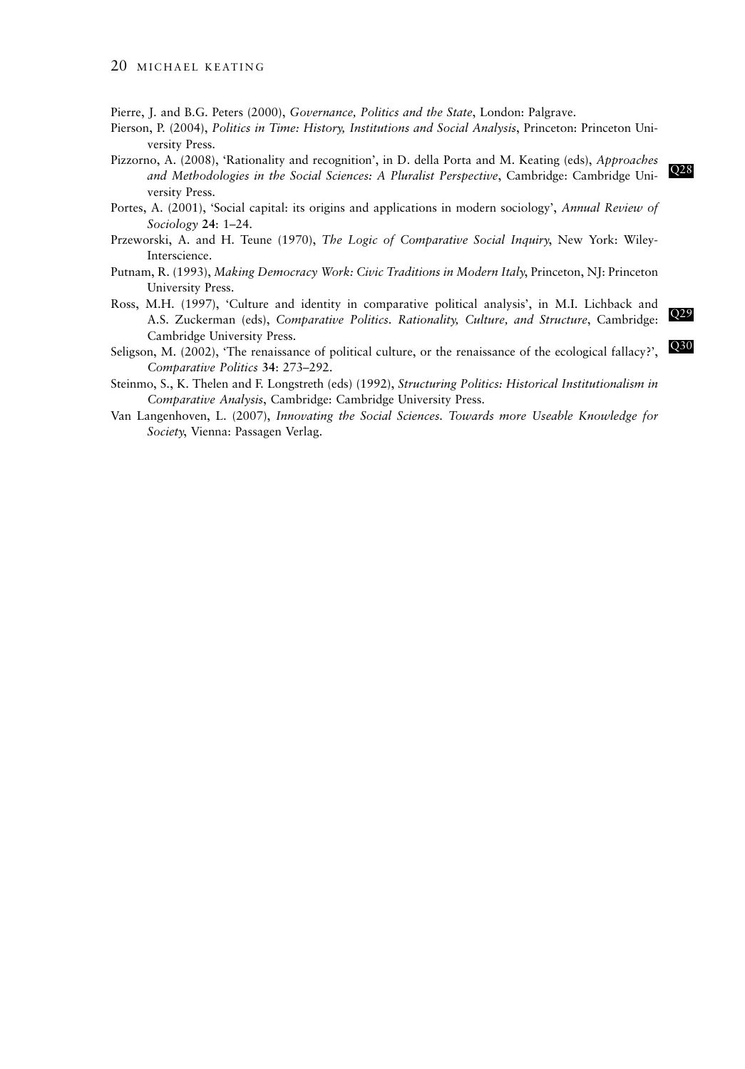Pierre, J. and B.G. Peters (2000), *Governance, Politics and the State*, London: Palgrave.

Pierson, P. (2004), *Politics in Time: History, Institutions and Social Analysis*, Princeton: Princeton University Press.

Pizzorno, A. (2008), 'Rationality and recognition', in D. della Porta and M. Keating (eds), *Approaches and Methodologies in the Social Sciences: A Pluralist Perspective*, Cambridge: Cambridge University Press. Q28

Portes, A. (2001), 'Social capital: its origins and applications in modern sociology', *Annual Review of Sociology* **24**: 1–24.

Przeworski, A. and H. Teune (1970), *The Logic of Comparative Social Inquiry*, New York: Wiley-Interscience.

Putnam, R. (1993), *Making Democracy Work: Civic Traditions in Modern Italy*, Princeton, NJ: Princeton University Press.

Ross, M.H. (1997), 'Culture and identity in comparative political analysis', in M.I. Lichback and A.S. Zuckerman (eds), *Comparative Politics. Rationality, Culture, and Structure*, Cambridge: Cambridge University Press. Q29

Seligson, M. (2002), 'The renaissance of political culture, or the renaissance of the ecological fallacy?', *Comparative Politics* **34**: 273–292. Q30

Steinmo, S., K. Thelen and F. Longstreth (eds) (1992), *Structuring Politics: Historical Institutionalism in Comparative Analysis*, Cambridge: Cambridge University Press.

Van Langenhoven, L. (2007), *Innovating the Social Sciences. Towards more Useable Knowledge for Society*, Vienna: Passagen Verlag.